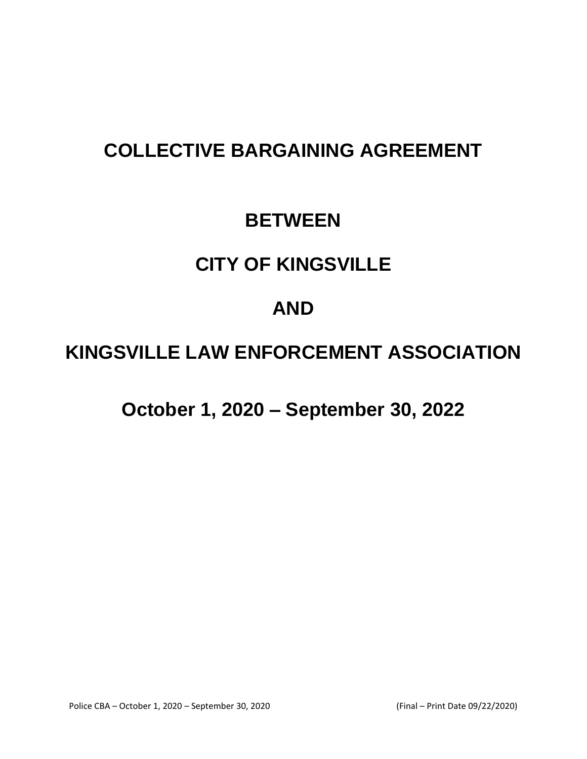# COLLECTIVE BARGAINING AGREEMENT

# BETWEEN

# CITY OF KINGSVILLE

# AND

# KINGSVILLE LAW ENFORCEMENT ASSOCIATION

# October 1, 2020 – September 30, 2022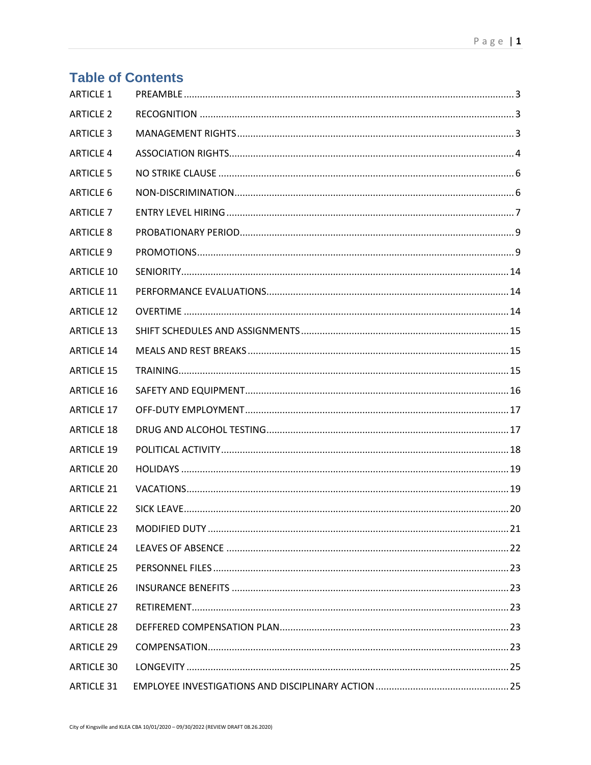## Table of Contents

| | | |
|---|---|---|
| ARTICLE 1 | PREAMBLE | 3 |
| ARTICLE 2 | RECOGNITION | 3 |
| ARTICLE 3 | MANAGEMENT RIGHTS | 3 |
| ARTICLE 4 | ASSOCIATION RIGHTS | 4 |
| ARTICLE 5 | NO STRIKE CLAUSE | 6 |
| ARTICLE 6 | NON-DISCRIMINATION | 6 |
| ARTICLE 7 | ENTRY LEVEL HIRING | 7 |
| ARTICLE 8 | PROBATIONARY PERIOD | 9 |
| ARTICLE 9 | PROMOTIONS | 9 |
| ARTICLE 10 | SENIORITY | 14 |
| ARTICLE 11 | PERFORMANCE EVALUATIONS | 14 |
| ARTICLE 12 | OVERTIME | 14 |
| ARTICLE 13 | SHIFT SCHEDULES AND ASSIGNMENTS | 15 |
| ARTICLE 14 | MEALS AND REST BREAKS | 15 |
| ARTICLE 15 | TRAINING | 15 |
| ARTICLE 16 | SAFETY AND EQUIPMENT | 16 |
| ARTICLE 17 | OFF-DUTY EMPLOYMENT | 17 |
| ARTICLE 18 | DRUG AND ALCOHOL TESTING | 17 |
| ARTICLE 19 | POLITICAL ACTIVITY | 18 |
| ARTICLE 20 | HOLIDAYS | 19 |
| ARTICLE 21 | VACATIONS | 19 |
| ARTICLE 22 | SICK LEAVE | 20 |
| ARTICLE 23 | MODIFIED DUTY | 21 |
| ARTICLE 24 | LEAVES OF ABSENCE | 22 |
| ARTICLE 25 | PERSONNEL FILES | 23 |
| ARTICLE 26 | INSURANCE BENEFITS | 23 |
| ARTICLE 27 | RETIREMENT | 23 |
| ARTICLE 28 | DEFFERED COMPENSATION PLAN | 23 |
| ARTICLE 29 | COMPENSATION | 23 |
| ARTICLE 30 | LONGEVITY | 25 |
| ARTICLE 31 | EMPLOYEE INVESTIGATIONS AND DISCIPLINARY ACTION | 25 |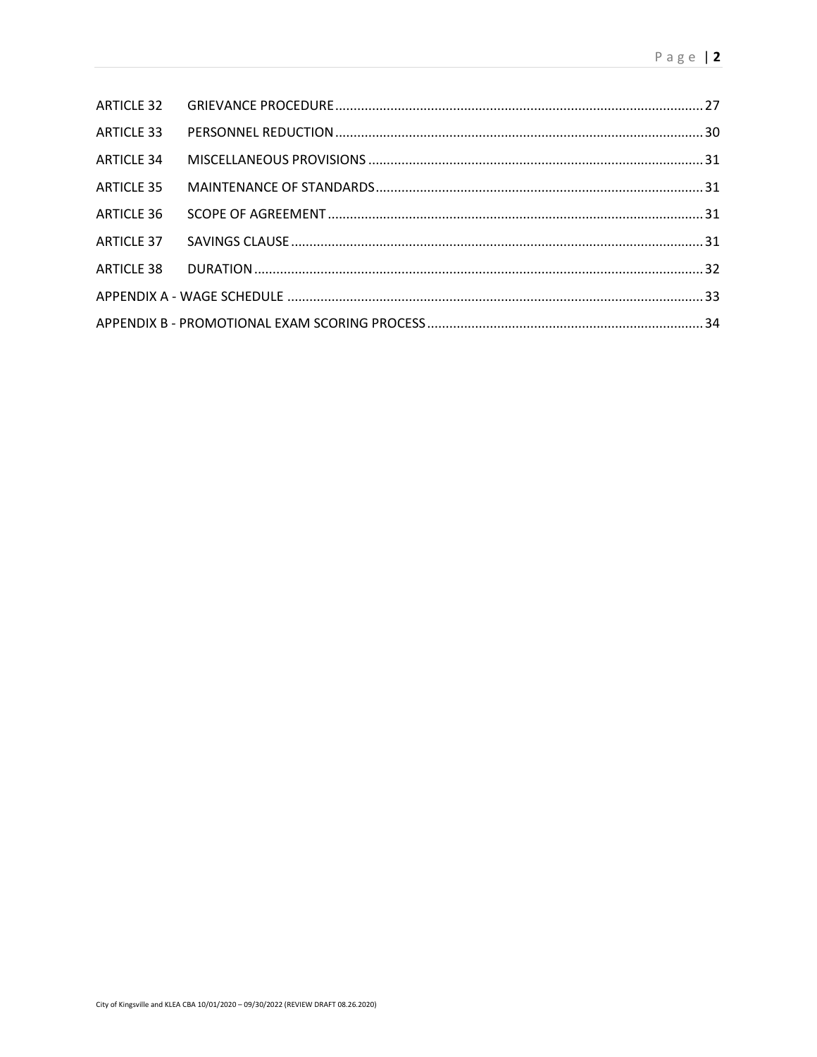| | | |
|---|---|---|
| ARTICLE 32 | GRIEVANCE PROCEDURE | 27 |
| ARTICLE 33 | PERSONNEL REDUCTION | 30 |
| ARTICLE 34 | MISCELLANEOUS PROVISIONS | 31 |
| ARTICLE 35 | MAINTENANCE OF STANDARDS | 31 |
| ARTICLE 36 | SCOPE OF AGREEMENT | 31 |
| ARTICLE 37 | SAVINGS CLAUSE | 31 |
| ARTICLE 38 | DURATION | 32 |
| APPENDIX A - WAGE SCHEDULE | | 33 |
| APPENDIX B - PROMOTIONAL EXAM SCORING PROCESS | | 34 |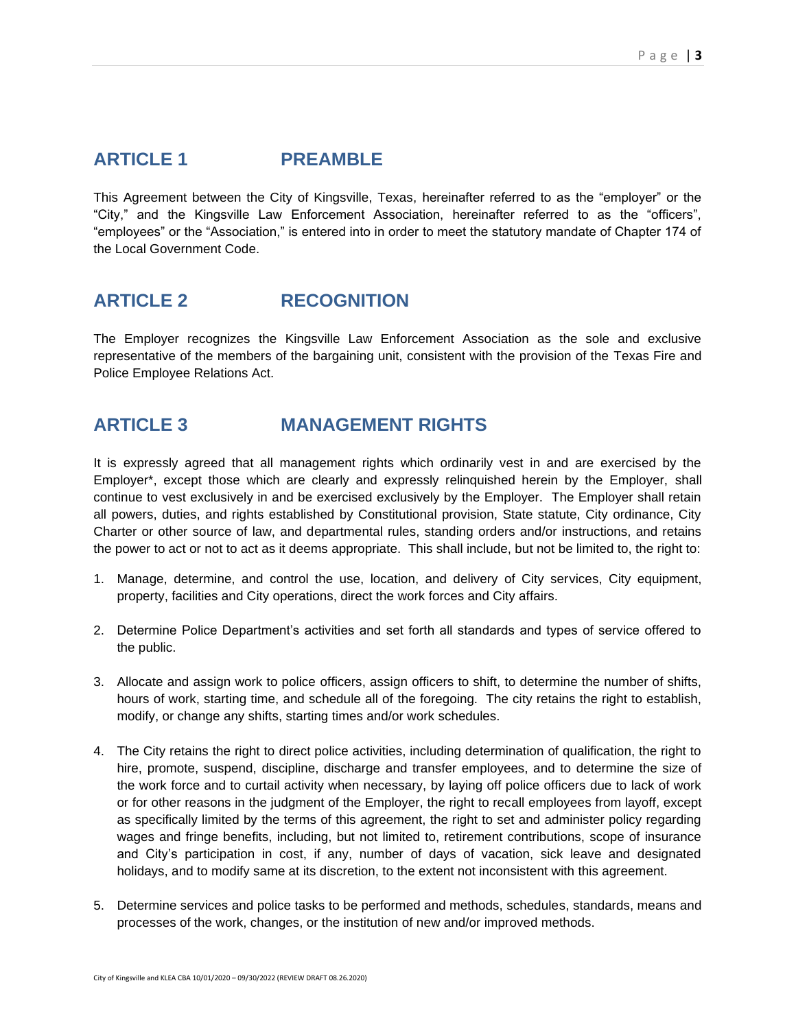## ARTICLE 1 PREAMBLE

This Agreement between the City of Kingsville, Texas, hereinafter referred to as the "employer" or the "City," and the Kingsville Law Enforcement Association, hereinafter referred to as the "officers", "employees" or the "Association," is entered into in order to meet the statutory mandate of Chapter 174 of the Local Government Code.

## ARTICLE 2 RECOGNITION

The Employer recognizes the Kingsville Law Enforcement Association as the sole and exclusive representative of the members of the bargaining unit, consistent with the provision of the Texas Fire and Police Employee Relations Act.

## ARTICLE 3 MANAGEMENT RIGHTS

It is expressly agreed that all management rights which ordinarily vest in and are exercised by the Employer*, except those which are clearly and expressly relinquished herein by the Employer, shall continue to vest exclusively in and be exercised exclusively by the Employer. The Employer shall retain all powers, duties, and rights established by Constitutional provision, State statute, City ordinance, City Charter or other source of law, and departmental rules, standing orders and/or instructions, and retains the power to act or not to act as it deems appropriate. This shall include, but not be limited to, the right to:

1. Manage, determine, and control the use, location, and delivery of City services, City equipment, property, facilities and City operations, direct the work forces and City affairs.

2. Determine Police Department's activities and set forth all standards and types of service offered to the public.

3. Allocate and assign work to police officers, assign officers to shift, to determine the number of shifts, hours of work, starting time, and schedule all of the foregoing. The city retains the right to establish, modify, or change any shifts, starting times and/or work schedules.

4. The City retains the right to direct police activities, including determination of qualification, the right to hire, promote, suspend, discipline, discharge and transfer employees, and to determine the size of the work force and to curtail activity when necessary, by laying off police officers due to lack of work or for other reasons in the judgment of the Employer, the right to recall employees from layoff, except as specifically limited by the terms of this agreement, the right to set and administer policy regarding wages and fringe benefits, including, but not limited to, retirement contributions, scope of insurance and City's participation in cost, if any, number of days of vacation, sick leave and designated holidays, and to modify same at its discretion, to the extent not inconsistent with this agreement.

5. Determine services and police tasks to be performed and methods, schedules, standards, means and processes of the work, changes, or the institution of new and/or improved methods.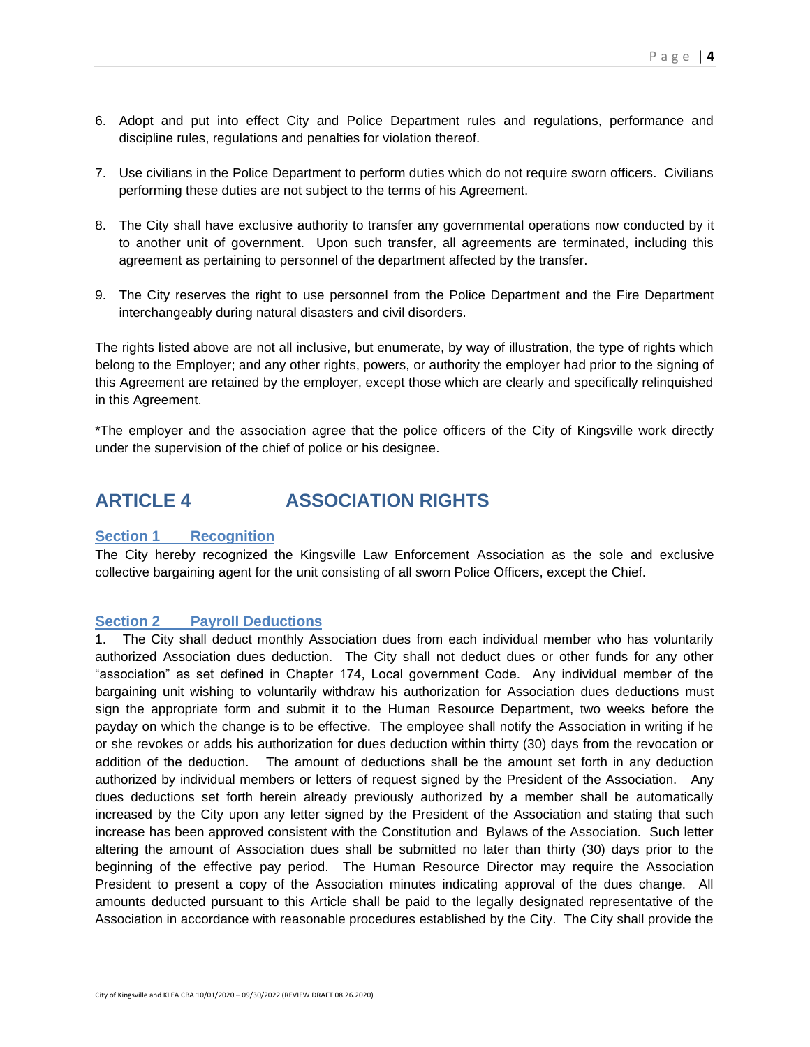6. Adopt and put into effect City and Police Department rules and regulations, performance and discipline rules, regulations and penalties for violation thereof.

7. Use civilians in the Police Department to perform duties which do not require sworn officers. Civilians performing these duties are not subject to the terms of his Agreement.

8. The City shall have exclusive authority to transfer any governmental operations now conducted by it to another unit of government. Upon such transfer, all agreements are terminated, including this agreement as pertaining to personnel of the department affected by the transfer.

9. The City reserves the right to use personnel from the Police Department and the Fire Department interchangeably during natural disasters and civil disorders.

The rights listed above are not all inclusive, but enumerate, by way of illustration, the type of rights which belong to the Employer; and any other rights, powers, or authority the employer had prior to the signing of this Agreement are retained by the employer, except those which are clearly and specifically relinquished in this Agreement.

*The employer and the association agree that the police officers of the City of Kingsville work directly under the supervision of the chief of police or his designee.

# ARTICLE 4 ASSOCIATION RIGHTS

## Section 1 Recognition

The City hereby recognized the Kingsville Law Enforcement Association as the sole and exclusive collective bargaining agent for the unit consisting of all sworn Police Officers, except the Chief.

## Section 2 Payroll Deductions

1. The City shall deduct monthly Association dues from each individual member who has voluntarily authorized Association dues deduction. The City shall not deduct dues or other funds for any other "association" as set defined in Chapter 174, Local government Code. Any individual member of the bargaining unit wishing to voluntarily withdraw his authorization for Association dues deductions must sign the appropriate form and submit it to the Human Resource Department, two weeks before the payday on which the change is to be effective. The employee shall notify the Association in writing if he or she revokes or adds his authorization for dues deduction within thirty (30) days from the revocation or addition of the deduction. The amount of deductions shall be the amount set forth in any deduction authorized by individual members or letters of request signed by the President of the Association. Any dues deductions set forth herein already previously authorized by a member shall be automatically increased by the City upon any letter signed by the President of the Association and stating that such increase has been approved consistent with the Constitution and Bylaws of the Association. Such letter altering the amount of Association dues shall be submitted no later than thirty (30) days prior to the beginning of the effective pay period. The Human Resource Director may require the Association President to present a copy of the Association minutes indicating approval of the dues change. All amounts deducted pursuant to this Article shall be paid to the legally designated representative of the Association in accordance with reasonable procedures established by the City. The City shall provide the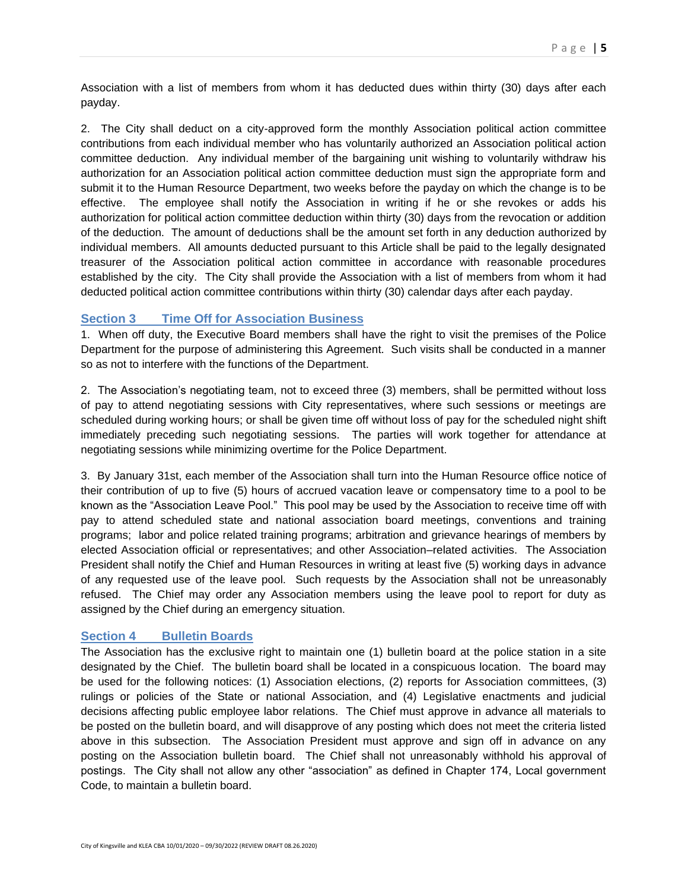Association with a list of members from whom it has deducted dues within thirty (30) days after each payday.

2. The City shall deduct on a city-approved form the monthly Association political action committee contributions from each individual member who has voluntarily authorized an Association political action committee deduction. Any individual member of the bargaining unit wishing to voluntarily withdraw his authorization for an Association political action committee deduction must sign the appropriate form and submit it to the Human Resource Department, two weeks before the payday on which the change is to be effective. The employee shall notify the Association in writing if he or she revokes or adds his authorization for political action committee deduction within thirty (30) days from the revocation or addition of the deduction. The amount of deductions shall be the amount set forth in any deduction authorized by individual members. All amounts deducted pursuant to this Article shall be paid to the legally designated treasurer of the Association political action committee in accordance with reasonable procedures established by the city. The City shall provide the Association with a list of members from whom it had deducted political action committee contributions within thirty (30) calendar days after each payday.

## Section 3 Time Off for Association Business

1. When off duty, the Executive Board members shall have the right to visit the premises of the Police Department for the purpose of administering this Agreement. Such visits shall be conducted in a manner so as not to interfere with the functions of the Department.

2. The Association's negotiating team, not to exceed three (3) members, shall be permitted without loss of pay to attend negotiating sessions with City representatives, where such sessions or meetings are scheduled during working hours; or shall be given time off without loss of pay for the scheduled night shift immediately preceding such negotiating sessions. The parties will work together for attendance at negotiating sessions while minimizing overtime for the Police Department.

3. By January 31st, each member of the Association shall turn into the Human Resource office notice of their contribution of up to five (5) hours of accrued vacation leave or compensatory time to a pool to be known as the "Association Leave Pool." This pool may be used by the Association to receive time off with pay to attend scheduled state and national association board meetings, conventions and training programs; labor and police related training programs; arbitration and grievance hearings of members by elected Association official or representatives; and other Association–related activities. The Association President shall notify the Chief and Human Resources in writing at least five (5) working days in advance of any requested use of the leave pool. Such requests by the Association shall not be unreasonably refused. The Chief may order any Association members using the leave pool to report for duty as assigned by the Chief during an emergency situation.

## Section 4 Bulletin Boards

The Association has the exclusive right to maintain one (1) bulletin board at the police station in a site designated by the Chief. The bulletin board shall be located in a conspicuous location. The board may be used for the following notices: (1) Association elections, (2) reports for Association committees, (3) rulings or policies of the State or national Association, and (4) Legislative enactments and judicial decisions affecting public employee labor relations. The Chief must approve in advance all materials to be posted on the bulletin board, and will disapprove of any posting which does not meet the criteria listed above in this subsection. The Association President must approve and sign off in advance on any posting on the Association bulletin board. The Chief shall not unreasonably withhold his approval of postings. The City shall not allow any other "association" as defined in Chapter 174, Local government Code, to maintain a bulletin board.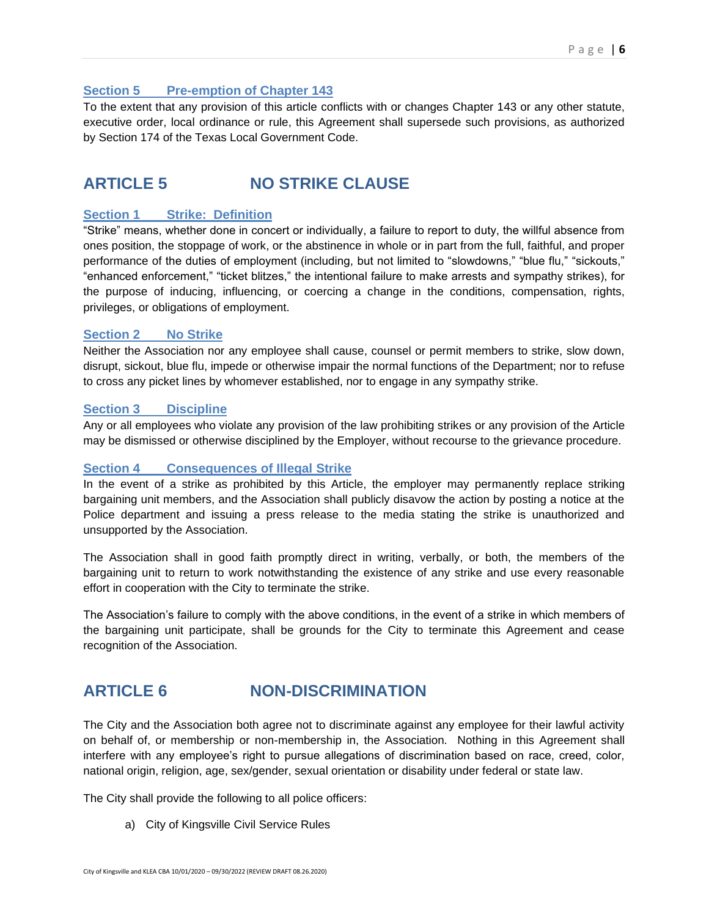### Section 5 Pre-emption of Chapter 143

To the extent that any provision of this article conflicts with or changes Chapter 143 or any other statute, executive order, local ordinance or rule, this Agreement shall supersede such provisions, as authorized by Section 174 of the Texas Local Government Code.

## ARTICLE 5 NO STRIKE CLAUSE

### Section 1 Strike: Definition

"Strike" means, whether done in concert or individually, a failure to report to duty, the willful absence from ones position, the stoppage of work, or the abstinence in whole or in part from the full, faithful, and proper performance of the duties of employment (including, but not limited to "slowdowns," "blue flu," "sickouts," "enhanced enforcement," "ticket blitzes," the intentional failure to make arrests and sympathy strikes), for the purpose of inducing, influencing, or coercing a change in the conditions, compensation, rights, privileges, or obligations of employment.

### Section 2 No Strike

Neither the Association nor any employee shall cause, counsel or permit members to strike, slow down, disrupt, sickout, blue flu, impede or otherwise impair the normal functions of the Department; nor to refuse to cross any picket lines by whomever established, nor to engage in any sympathy strike.

### Section 3 Discipline

Any or all employees who violate any provision of the law prohibiting strikes or any provision of the Article may be dismissed or otherwise disciplined by the Employer, without recourse to the grievance procedure.

### Section 4 Consequences of Illegal Strike

In the event of a strike as prohibited by this Article, the employer may permanently replace striking bargaining unit members, and the Association shall publicly disavow the action by posting a notice at the Police department and issuing a press release to the media stating the strike is unauthorized and unsupported by the Association.

The Association shall in good faith promptly direct in writing, verbally, or both, the members of the bargaining unit to return to work notwithstanding the existence of any strike and use every reasonable effort in cooperation with the City to terminate the strike.

The Association's failure to comply with the above conditions, in the event of a strike in which members of the bargaining unit participate, shall be grounds for the City to terminate this Agreement and cease recognition of the Association.

## ARTICLE 6 NON-DISCRIMINATION

The City and the Association both agree not to discriminate against any employee for their lawful activity on behalf of, or membership or non-membership in, the Association. Nothing in this Agreement shall interfere with any employee's right to pursue allegations of discrimination based on race, creed, color, national origin, religion, age, sex/gender, sexual orientation or disability under federal or state law.

The City shall provide the following to all police officers:

a) City of Kingsville Civil Service Rules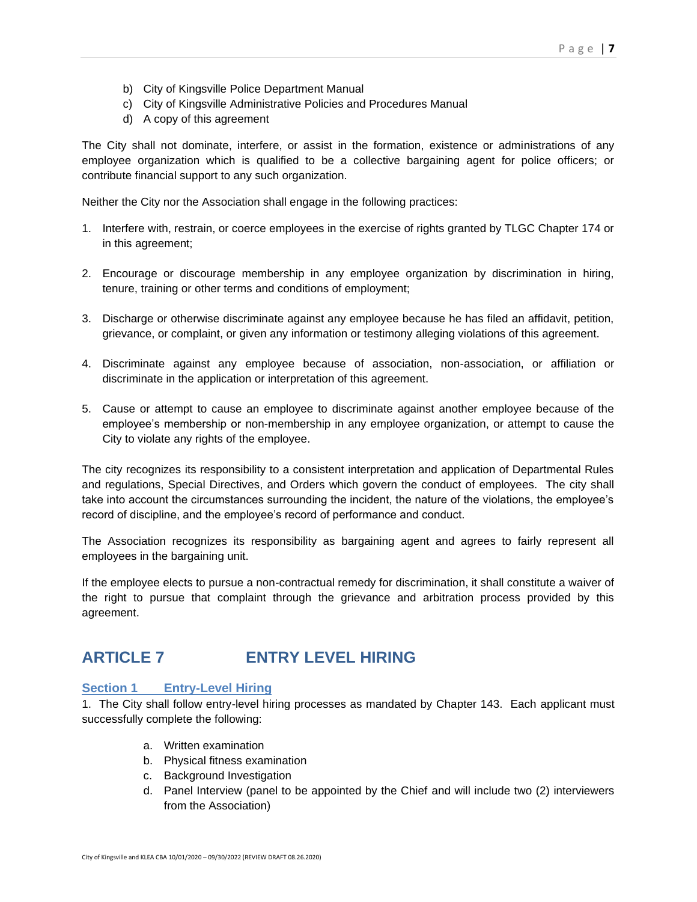b) City of Kingsville Police Department Manual
c) City of Kingsville Administrative Policies and Procedures Manual
d) A copy of this agreement

The City shall not dominate, interfere, or assist in the formation, existence or administrations of any employee organization which is qualified to be a collective bargaining agent for police officers; or contribute financial support to any such organization.

Neither the City nor the Association shall engage in the following practices:

1. Interfere with, restrain, or coerce employees in the exercise of rights granted by TLGC Chapter 174 or in this agreement;

2. Encourage or discourage membership in any employee organization by discrimination in hiring, tenure, training or other terms and conditions of employment;

3. Discharge or otherwise discriminate against any employee because he has filed an affidavit, petition, grievance, or complaint, or given any information or testimony alleging violations of this agreement.

4. Discriminate against any employee because of association, non-association, or affiliation or discriminate in the application or interpretation of this agreement.

5. Cause or attempt to cause an employee to discriminate against another employee because of the employee's membership or non-membership in any employee organization, or attempt to cause the City to violate any rights of the employee.

The city recognizes its responsibility to a consistent interpretation and application of Departmental Rules and regulations, Special Directives, and Orders which govern the conduct of employees. The city shall take into account the circumstances surrounding the incident, the nature of the violations, the employee's record of discipline, and the employee's record of performance and conduct.

The Association recognizes its responsibility as bargaining agent and agrees to fairly represent all employees in the bargaining unit.

If the employee elects to pursue a non-contractual remedy for discrimination, it shall constitute a waiver of the right to pursue that complaint through the grievance and arbitration process provided by this agreement.

## ARTICLE 7 ENTRY LEVEL HIRING

### Section 1 Entry-Level Hiring

1. The City shall follow entry-level hiring processes as mandated by Chapter 143. Each applicant must successfully complete the following:

   a. Written examination
   b. Physical fitness examination
   c. Background Investigation
   d. Panel Interview (panel to be appointed by the Chief and will include two (2) interviewers from the Association)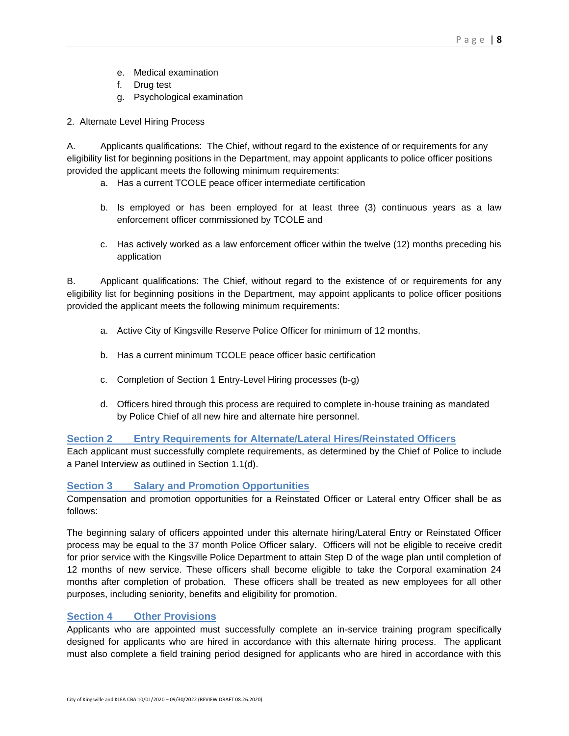e. Medical examination
f. Drug test
g. Psychological examination

2. Alternate Level Hiring Process

A. Applicants qualifications: The Chief, without regard to the existence of or requirements for any eligibility list for beginning positions in the Department, may appoint applicants to police officer positions provided the applicant meets the following minimum requirements:

a. Has a current TCOLE peace officer intermediate certification

b. Is employed or has been employed for at least three (3) continuous years as a law enforcement officer commissioned by TCOLE and

c. Has actively worked as a law enforcement officer within the twelve (12) months preceding his application

B. Applicant qualifications: The Chief, without regard to the existence of or requirements for any eligibility list for beginning positions in the Department, may appoint applicants to police officer positions provided the applicant meets the following minimum requirements:

a. Active City of Kingsville Reserve Police Officer for minimum of 12 months.

b. Has a current minimum TCOLE peace officer basic certification

c. Completion of Section 1 Entry-Level Hiring processes (b-g)

d. Officers hired through this process are required to complete in-house training as mandated by Police Chief of all new hire and alternate hire personnel.

## Section 2 Entry Requirements for Alternate/Lateral Hires/Reinstated Officers

Each applicant must successfully complete requirements, as determined by the Chief of Police to include a Panel Interview as outlined in Section 1.1(d).

## Section 3 Salary and Promotion Opportunities

Compensation and promotion opportunities for a Reinstated Officer or Lateral entry Officer shall be as follows:

The beginning salary of officers appointed under this alternate hiring/Lateral Entry or Reinstated Officer process may be equal to the 37 month Police Officer salary. Officers will not be eligible to receive credit for prior service with the Kingsville Police Department to attain Step D of the wage plan until completion of 12 months of new service. These officers shall become eligible to take the Corporal examination 24 months after completion of probation. These officers shall be treated as new employees for all other purposes, including seniority, benefits and eligibility for promotion.

## Section 4 Other Provisions

Applicants who are appointed must successfully complete an in-service training program specifically designed for applicants who are hired in accordance with this alternate hiring process. The applicant must also complete a field training period designed for applicants who are hired in accordance with this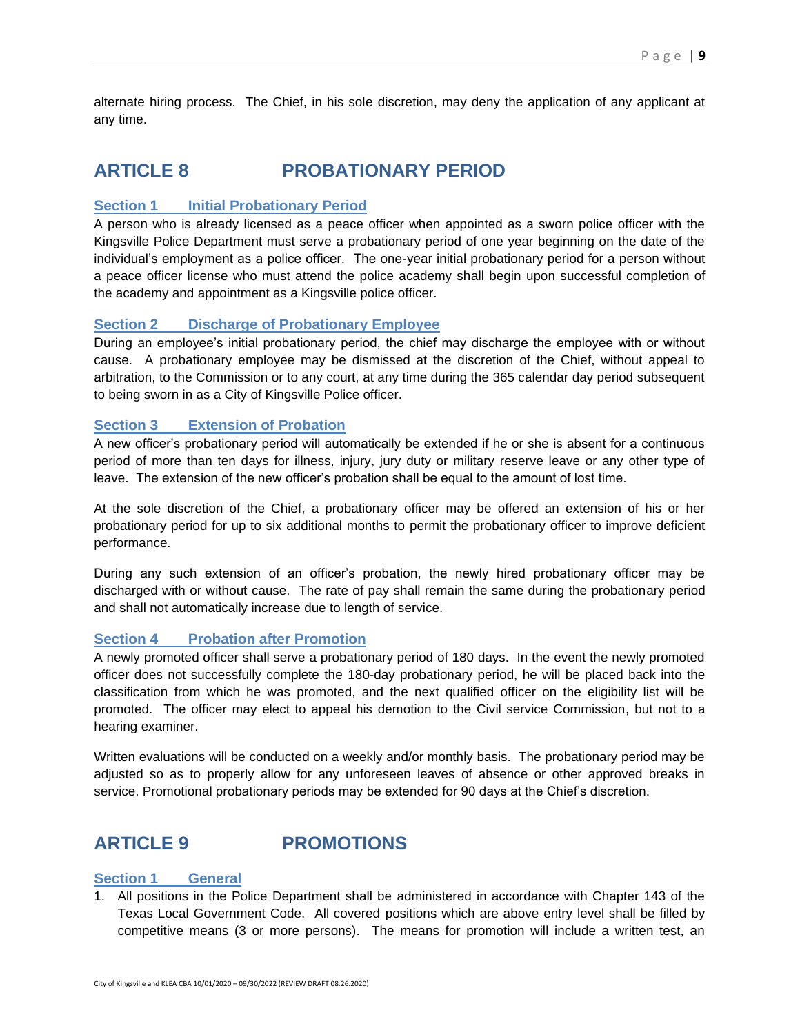alternate hiring process. The Chief, in his sole discretion, may deny the application of any applicant at any time.

## ARTICLE 8 PROBATIONARY PERIOD

### Section 1 Initial Probationary Period

A person who is already licensed as a peace officer when appointed as a sworn police officer with the Kingsville Police Department must serve a probationary period of one year beginning on the date of the individual's employment as a police officer. The one-year initial probationary period for a person without a peace officer license who must attend the police academy shall begin upon successful completion of the academy and appointment as a Kingsville police officer.

### Section 2 Discharge of Probationary Employee

During an employee's initial probationary period, the chief may discharge the employee with or without cause. A probationary employee may be dismissed at the discretion of the Chief, without appeal to arbitration, to the Commission or to any court, at any time during the 365 calendar day period subsequent to being sworn in as a City of Kingsville Police officer.

### Section 3 Extension of Probation

A new officer's probationary period will automatically be extended if he or she is absent for a continuous period of more than ten days for illness, injury, jury duty or military reserve leave or any other type of leave. The extension of the new officer's probation shall be equal to the amount of lost time.

At the sole discretion of the Chief, a probationary officer may be offered an extension of his or her probationary period for up to six additional months to permit the probationary officer to improve deficient performance.

During any such extension of an officer's probation, the newly hired probationary officer may be discharged with or without cause. The rate of pay shall remain the same during the probationary period and shall not automatically increase due to length of service.

### Section 4 Probation after Promotion

A newly promoted officer shall serve a probationary period of 180 days. In the event the newly promoted officer does not successfully complete the 180-day probationary period, he will be placed back into the classification from which he was promoted, and the next qualified officer on the eligibility list will be promoted. The officer may elect to appeal his demotion to the Civil service Commission, but not to a hearing examiner.

Written evaluations will be conducted on a weekly and/or monthly basis. The probationary period may be adjusted so as to properly allow for any unforeseen leaves of absence or other approved breaks in service. Promotional probationary periods may be extended for 90 days at the Chief's discretion.

## ARTICLE 9 PROMOTIONS

### Section 1 General

1. All positions in the Police Department shall be administered in accordance with Chapter 143 of the Texas Local Government Code. All covered positions which are above entry level shall be filled by competitive means (3 or more persons). The means for promotion will include a written test, an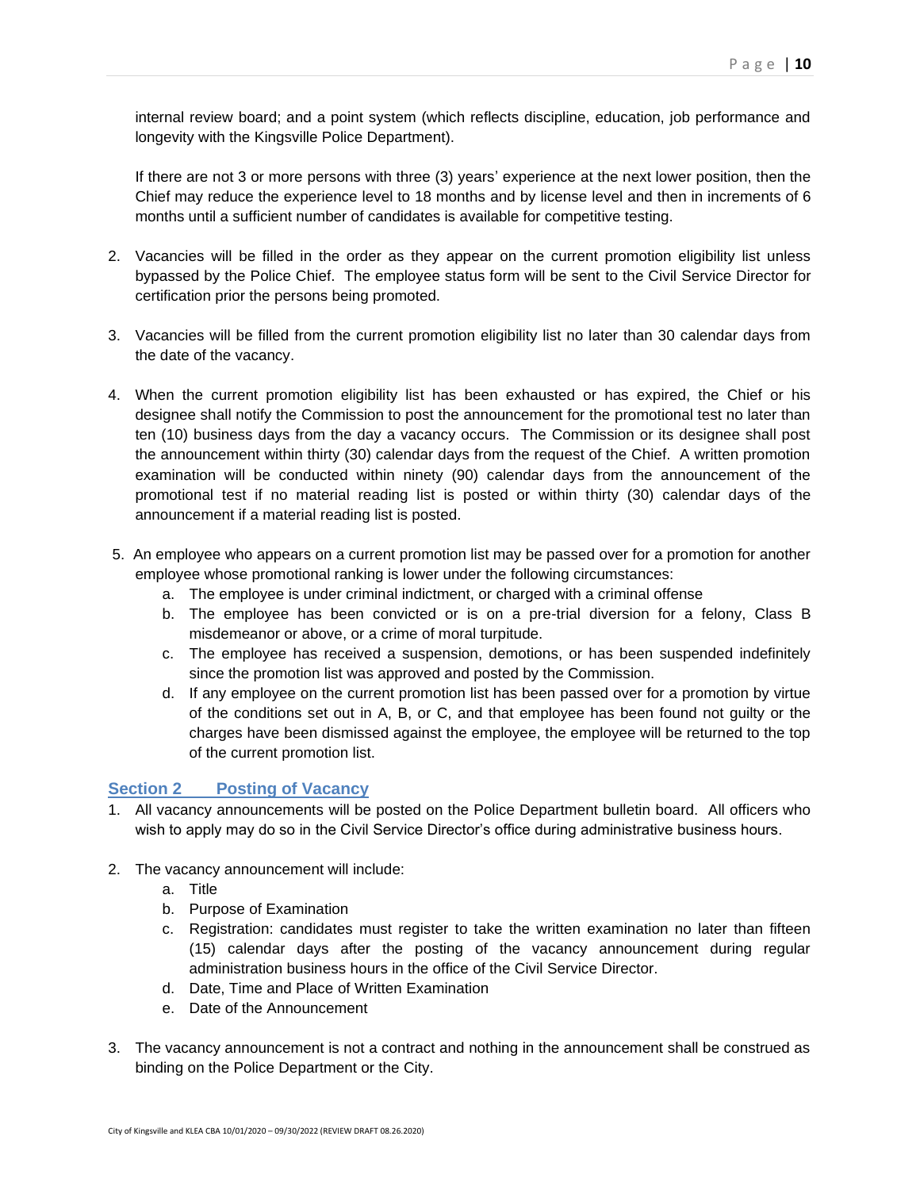internal review board; and a point system (which reflects discipline, education, job performance and longevity with the Kingsville Police Department).

If there are not 3 or more persons with three (3) years' experience at the next lower position, then the Chief may reduce the experience level to 18 months and by license level and then in increments of 6 months until a sufficient number of candidates is available for competitive testing.

2. Vacancies will be filled in the order as they appear on the current promotion eligibility list unless bypassed by the Police Chief. The employee status form will be sent to the Civil Service Director for certification prior the persons being promoted.

3. Vacancies will be filled from the current promotion eligibility list no later than 30 calendar days from the date of the vacancy.

4. When the current promotion eligibility list has been exhausted or has expired, the Chief or his designee shall notify the Commission to post the announcement for the promotional test no later than ten (10) business days from the day a vacancy occurs. The Commission or its designee shall post the announcement within thirty (30) calendar days from the request of the Chief. A written promotion examination will be conducted within ninety (90) calendar days from the announcement of the promotional test if no material reading list is posted or within thirty (30) calendar days of the announcement if a material reading list is posted.

5. An employee who appears on a current promotion list may be passed over for a promotion for another employee whose promotional ranking is lower under the following circumstances:
   a. The employee is under criminal indictment, or charged with a criminal offense
   b. The employee has been convicted or is on a pre-trial diversion for a felony, Class B misdemeanor or above, or a crime of moral turpitude.
   c. The employee has received a suspension, demotions, or has been suspended indefinitely since the promotion list was approved and posted by the Commission.
   d. If any employee on the current promotion list has been passed over for a promotion by virtue of the conditions set out in A, B, or C, and that employee has been found not guilty or the charges have been dismissed against the employee, the employee will be returned to the top of the current promotion list.

## Section 2 Posting of Vacancy

1. All vacancy announcements will be posted on the Police Department bulletin board. All officers who wish to apply may do so in the Civil Service Director's office during administrative business hours.

2. The vacancy announcement will include:
   a. Title
   b. Purpose of Examination
   c. Registration: candidates must register to take the written examination no later than fifteen (15) calendar days after the posting of the vacancy announcement during regular administration business hours in the office of the Civil Service Director.
   d. Date, Time and Place of Written Examination
   e. Date of the Announcement

3. The vacancy announcement is not a contract and nothing in the announcement shall be construed as binding on the Police Department or the City.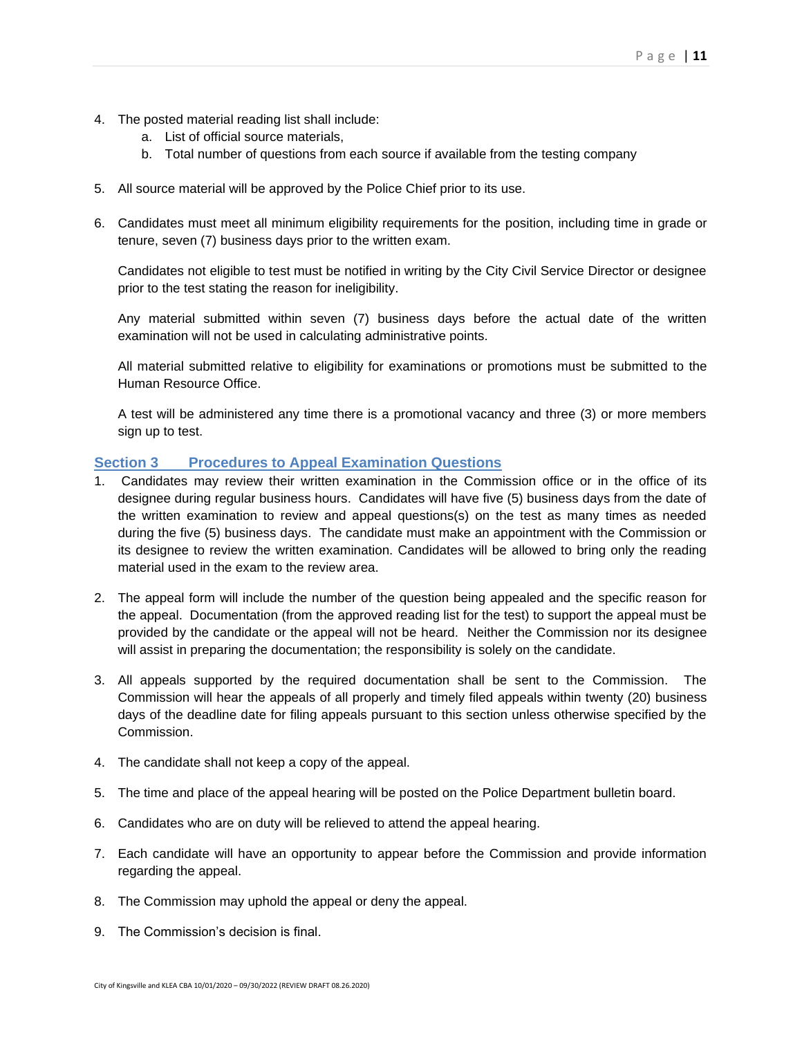4. The posted material reading list shall include:
    a. List of official source materials,
    b. Total number of questions from each source if available from the testing company

5. All source material will be approved by the Police Chief prior to its use.

6. Candidates must meet all minimum eligibility requirements for the position, including time in grade or tenure, seven (7) business days prior to the written exam.

   Candidates not eligible to test must be notified in writing by the City Civil Service Director or designee prior to the test stating the reason for ineligibility.

   Any material submitted within seven (7) business days before the actual date of the written examination will not be used in calculating administrative points.

   All material submitted relative to eligibility for examinations or promotions must be submitted to the Human Resource Office.

   A test will be administered any time there is a promotional vacancy and three (3) or more members sign up to test.

## Section 3 Procedures to Appeal Examination Questions

1. Candidates may review their written examination in the Commission office or in the office of its designee during regular business hours. Candidates will have five (5) business days from the date of the written examination to review and appeal questions(s) on the test as many times as needed during the five (5) business days. The candidate must make an appointment with the Commission or its designee to review the written examination. Candidates will be allowed to bring only the reading material used in the exam to the review area.

2. The appeal form will include the number of the question being appealed and the specific reason for the appeal. Documentation (from the approved reading list for the test) to support the appeal must be provided by the candidate or the appeal will not be heard. Neither the Commission nor its designee will assist in preparing the documentation; the responsibility is solely on the candidate.

3. All appeals supported by the required documentation shall be sent to the Commission. The Commission will hear the appeals of all properly and timely filed appeals within twenty (20) business days of the deadline date for filing appeals pursuant to this section unless otherwise specified by the Commission.

4. The candidate shall not keep a copy of the appeal.

5. The time and place of the appeal hearing will be posted on the Police Department bulletin board.

6. Candidates who are on duty will be relieved to attend the appeal hearing.

7. Each candidate will have an opportunity to appear before the Commission and provide information regarding the appeal.

8. The Commission may uphold the appeal or deny the appeal.

9. The Commission's decision is final.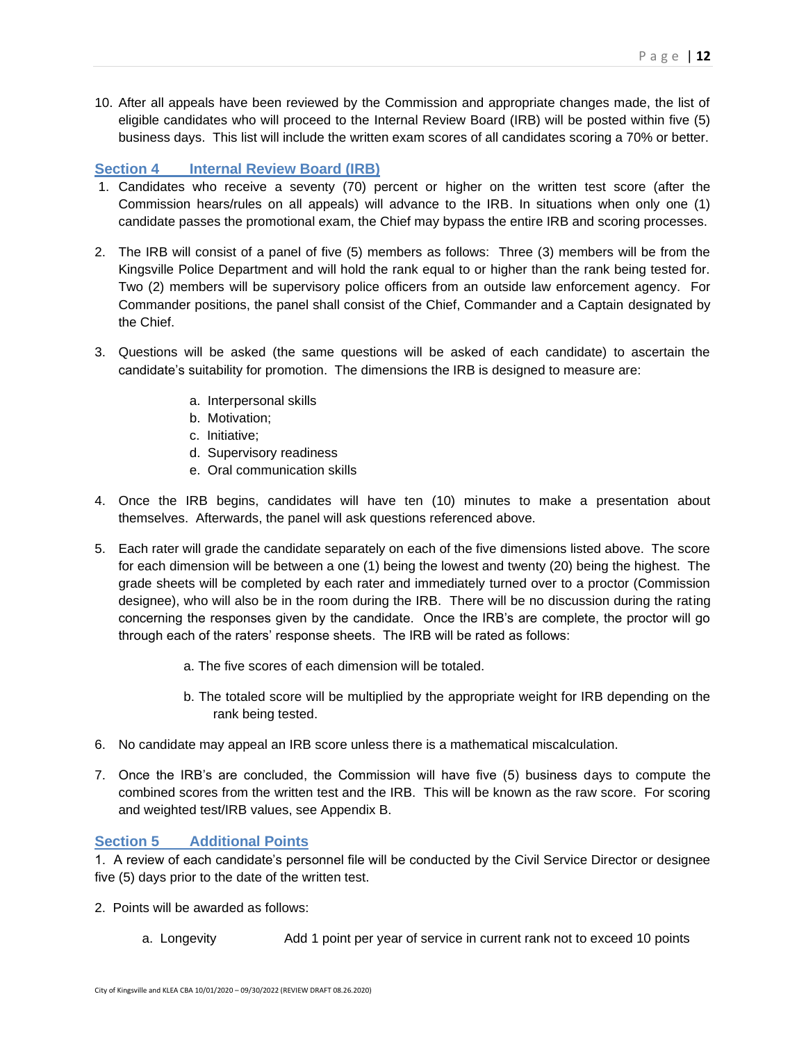10. After all appeals have been reviewed by the Commission and appropriate changes made, the list of eligible candidates who will proceed to the Internal Review Board (IRB) will be posted within five (5) business days. This list will include the written exam scores of all candidates scoring a 70% or better.

## Section 4 Internal Review Board (IRB)

1. Candidates who receive a seventy (70) percent or higher on the written test score (after the Commission hears/rules on all appeals) will advance to the IRB. In situations when only one (1) candidate passes the promotional exam, the Chief may bypass the entire IRB and scoring processes.

2. The IRB will consist of a panel of five (5) members as follows: Three (3) members will be from the Kingsville Police Department and will hold the rank equal to or higher than the rank being tested for. Two (2) members will be supervisory police officers from an outside law enforcement agency. For Commander positions, the panel shall consist of the Chief, Commander and a Captain designated by the Chief.

3. Questions will be asked (the same questions will be asked of each candidate) to ascertain the candidate's suitability for promotion. The dimensions the IRB is designed to measure are:

   a. Interpersonal skills
   b. Motivation;
   c. Initiative;
   d. Supervisory readiness
   e. Oral communication skills

4. Once the IRB begins, candidates will have ten (10) minutes to make a presentation about themselves. Afterwards, the panel will ask questions referenced above.

5. Each rater will grade the candidate separately on each of the five dimensions listed above. The score for each dimension will be between a one (1) being the lowest and twenty (20) being the highest. The grade sheets will be completed by each rater and immediately turned over to a proctor (Commission designee), who will also be in the room during the IRB. There will be no discussion during the rating concerning the responses given by the candidate. Once the IRB's are complete, the proctor will go through each of the raters' response sheets. The IRB will be rated as follows:

   a. The five scores of each dimension will be totaled.

   b. The totaled score will be multiplied by the appropriate weight for IRB depending on the rank being tested.

6. No candidate may appeal an IRB score unless there is a mathematical miscalculation.

7. Once the IRB's are concluded, the Commission will have five (5) business days to compute the combined scores from the written test and the IRB. This will be known as the raw score. For scoring and weighted test/IRB values, see Appendix B.

## Section 5 Additional Points

1. A review of each candidate's personnel file will be conducted by the Civil Service Director or designee five (5) days prior to the date of the written test.

2. Points will be awarded as follows:

   a. Longevity — Add 1 point per year of service in current rank not to exceed 10 points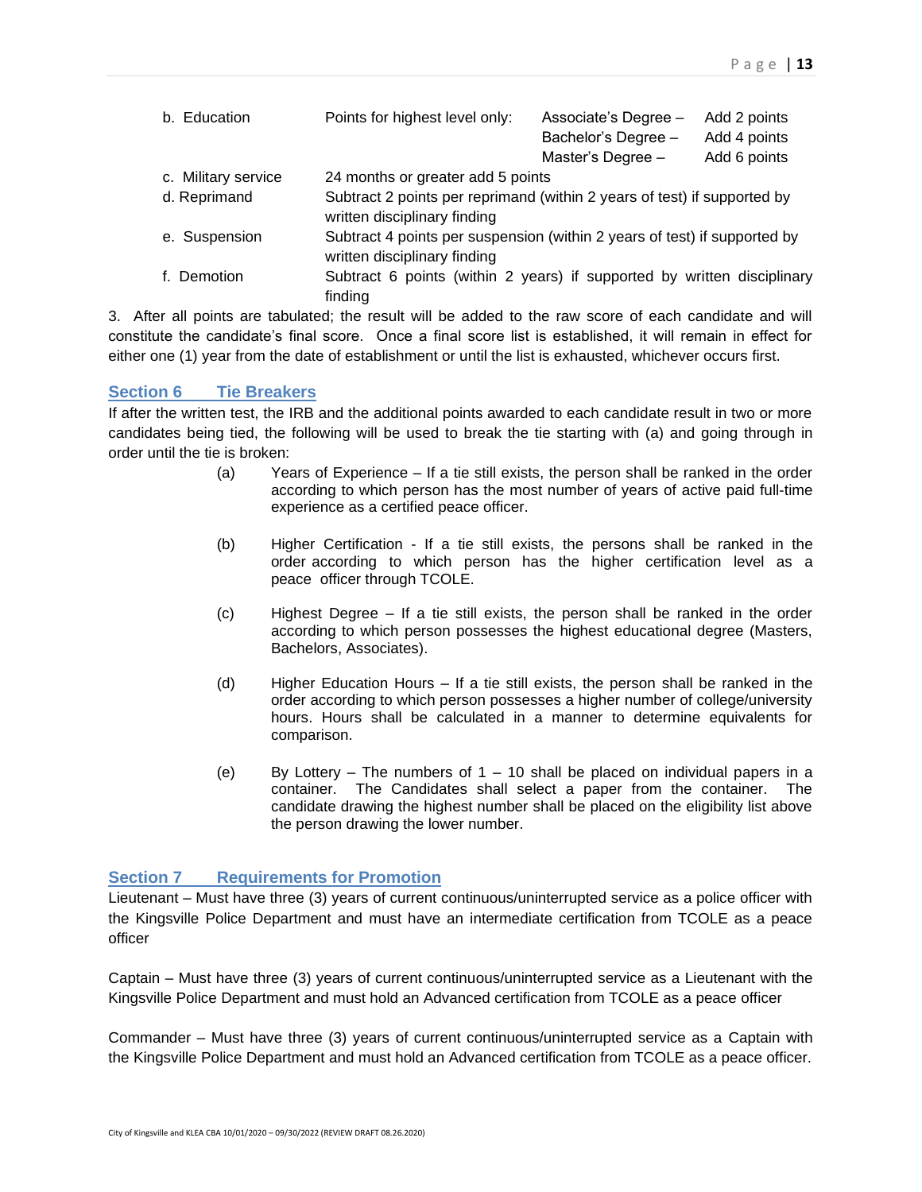| | | | |
|---|---|---|---|
| b. Education | Points for highest level only: | Associate's Degree – | Add 2 points |
| | | Bachelor's Degree – | Add 4 points |
| | | Master's Degree – | Add 6 points |
| c. Military service | 24 months or greater add 5 points | | |
| d. Reprimand | Subtract 2 points per reprimand (within 2 years of test) if supported by written disciplinary finding | | |
| e. Suspension | Subtract 4 points per suspension (within 2 years of test) if supported by written disciplinary finding | | |
| f. Demotion | Subtract 6 points (within 2 years) if supported by written disciplinary finding | | |

3. After all points are tabulated; the result will be added to the raw score of each candidate and will constitute the candidate's final score. Once a final score list is established, it will remain in effect for either one (1) year from the date of establishment or until the list is exhausted, whichever occurs first.

## Section 6 Tie Breakers

If after the written test, the IRB and the additional points awarded to each candidate result in two or more candidates being tied, the following will be used to break the tie starting with (a) and going through in order until the tie is broken:

(a) Years of Experience – If a tie still exists, the person shall be ranked in the order according to which person has the most number of years of active paid full-time experience as a certified peace officer.

(b) Higher Certification - If a tie still exists, the persons shall be ranked in the order according to which person has the higher certification level as a peace officer through TCOLE.

(c) Highest Degree – If a tie still exists, the person shall be ranked in the order according to which person possesses the highest educational degree (Masters, Bachelors, Associates).

(d) Higher Education Hours – If a tie still exists, the person shall be ranked in the order according to which person possesses a higher number of college/university hours. Hours shall be calculated in a manner to determine equivalents for comparison.

(e) By Lottery – The numbers of 1 – 10 shall be placed on individual papers in a container. The Candidates shall select a paper from the container. The candidate drawing the highest number shall be placed on the eligibility list above the person drawing the lower number.

## Section 7 Requirements for Promotion

Lieutenant – Must have three (3) years of current continuous/uninterrupted service as a police officer with the Kingsville Police Department and must have an intermediate certification from TCOLE as a peace officer

Captain – Must have three (3) years of current continuous/uninterrupted service as a Lieutenant with the Kingsville Police Department and must hold an Advanced certification from TCOLE as a peace officer

Commander – Must have three (3) years of current continuous/uninterrupted service as a Captain with the Kingsville Police Department and must hold an Advanced certification from TCOLE as a peace officer.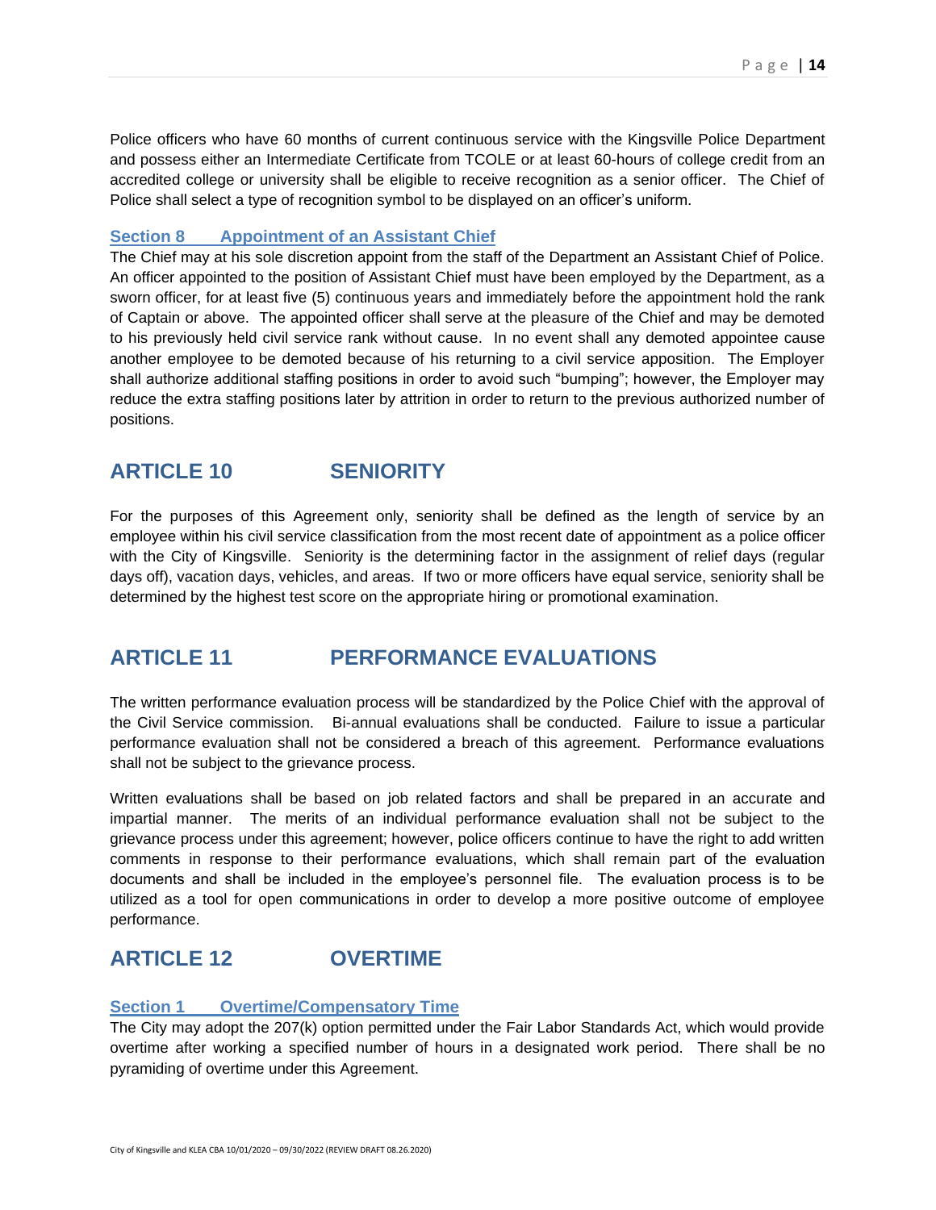Police officers who have 60 months of current continuous service with the Kingsville Police Department and possess either an Intermediate Certificate from TCOLE or at least 60-hours of college credit from an accredited college or university shall be eligible to receive recognition as a senior officer. The Chief of Police shall select a type of recognition symbol to be displayed on an officer's uniform.

### Section 8 Appointment of an Assistant Chief

The Chief may at his sole discretion appoint from the staff of the Department an Assistant Chief of Police. An officer appointed to the position of Assistant Chief must have been employed by the Department, as a sworn officer, for at least five (5) continuous years and immediately before the appointment hold the rank of Captain or above. The appointed officer shall serve at the pleasure of the Chief and may be demoted to his previously held civil service rank without cause. In no event shall any demoted appointee cause another employee to be demoted because of his returning to a civil service apposition. The Employer shall authorize additional staffing positions in order to avoid such "bumping"; however, the Employer may reduce the extra staffing positions later by attrition in order to return to the previous authorized number of positions.

## ARTICLE 10 SENIORITY

For the purposes of this Agreement only, seniority shall be defined as the length of service by an employee within his civil service classification from the most recent date of appointment as a police officer with the City of Kingsville. Seniority is the determining factor in the assignment of relief days (regular days off), vacation days, vehicles, and areas. If two or more officers have equal service, seniority shall be determined by the highest test score on the appropriate hiring or promotional examination.

## ARTICLE 11 PERFORMANCE EVALUATIONS

The written performance evaluation process will be standardized by the Police Chief with the approval of the Civil Service commission. Bi-annual evaluations shall be conducted. Failure to issue a particular performance evaluation shall not be considered a breach of this agreement. Performance evaluations shall not be subject to the grievance process.

Written evaluations shall be based on job related factors and shall be prepared in an accurate and impartial manner. The merits of an individual performance evaluation shall not be subject to the grievance process under this agreement; however, police officers continue to have the right to add written comments in response to their performance evaluations, which shall remain part of the evaluation documents and shall be included in the employee's personnel file. The evaluation process is to be utilized as a tool for open communications in order to develop a more positive outcome of employee performance.

## ARTICLE 12 OVERTIME

### Section 1 Overtime/Compensatory Time

The City may adopt the 207(k) option permitted under the Fair Labor Standards Act, which would provide overtime after working a specified number of hours in a designated work period. There shall be no pyramiding of overtime under this Agreement.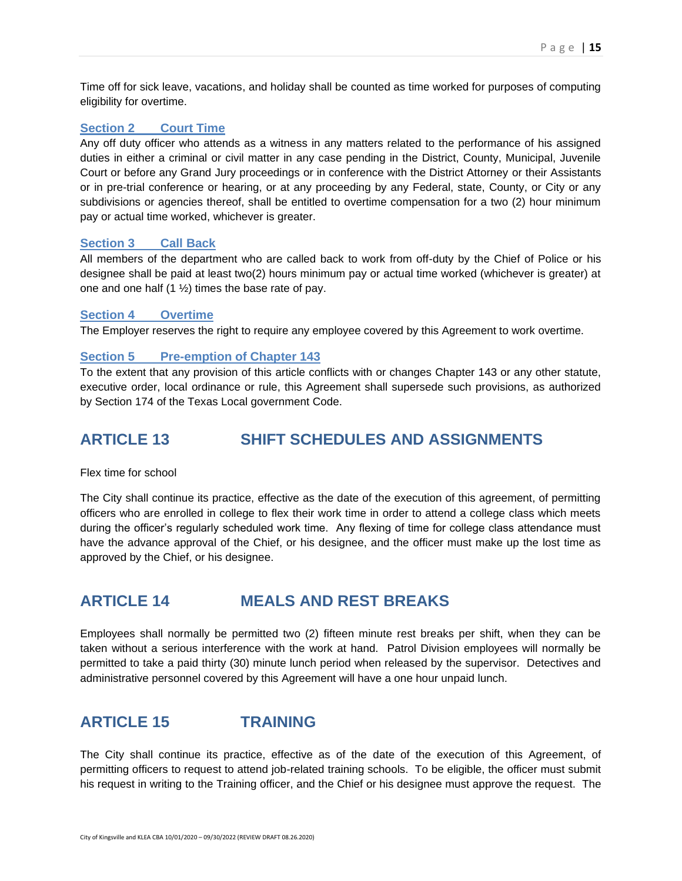Time off for sick leave, vacations, and holiday shall be counted as time worked for purposes of computing eligibility for overtime.

### Section 2 Court Time

Any off duty officer who attends as a witness in any matters related to the performance of his assigned duties in either a criminal or civil matter in any case pending in the District, County, Municipal, Juvenile Court or before any Grand Jury proceedings or in conference with the District Attorney or their Assistants or in pre-trial conference or hearing, or at any proceeding by any Federal, state, County, or City or any subdivisions or agencies thereof, shall be entitled to overtime compensation for a two (2) hour minimum pay or actual time worked, whichever is greater.

### Section 3 Call Back

All members of the department who are called back to work from off-duty by the Chief of Police or his designee shall be paid at least two(2) hours minimum pay or actual time worked (whichever is greater) at one and one half (1 ½) times the base rate of pay.

### Section 4 Overtime

The Employer reserves the right to require any employee covered by this Agreement to work overtime.

### Section 5 Pre-emption of Chapter 143

To the extent that any provision of this article conflicts with or changes Chapter 143 or any other statute, executive order, local ordinance or rule, this Agreement shall supersede such provisions, as authorized by Section 174 of the Texas Local government Code.

## ARTICLE 13 SHIFT SCHEDULES AND ASSIGNMENTS

Flex time for school

The City shall continue its practice, effective as the date of the execution of this agreement, of permitting officers who are enrolled in college to flex their work time in order to attend a college class which meets during the officer's regularly scheduled work time. Any flexing of time for college class attendance must have the advance approval of the Chief, or his designee, and the officer must make up the lost time as approved by the Chief, or his designee.

## ARTICLE 14 MEALS AND REST BREAKS

Employees shall normally be permitted two (2) fifteen minute rest breaks per shift, when they can be taken without a serious interference with the work at hand. Patrol Division employees will normally be permitted to take a paid thirty (30) minute lunch period when released by the supervisor. Detectives and administrative personnel covered by this Agreement will have a one hour unpaid lunch.

## ARTICLE 15 TRAINING

The City shall continue its practice, effective as of the date of the execution of this Agreement, of permitting officers to request to attend job-related training schools. To be eligible, the officer must submit his request in writing to the Training officer, and the Chief or his designee must approve the request. The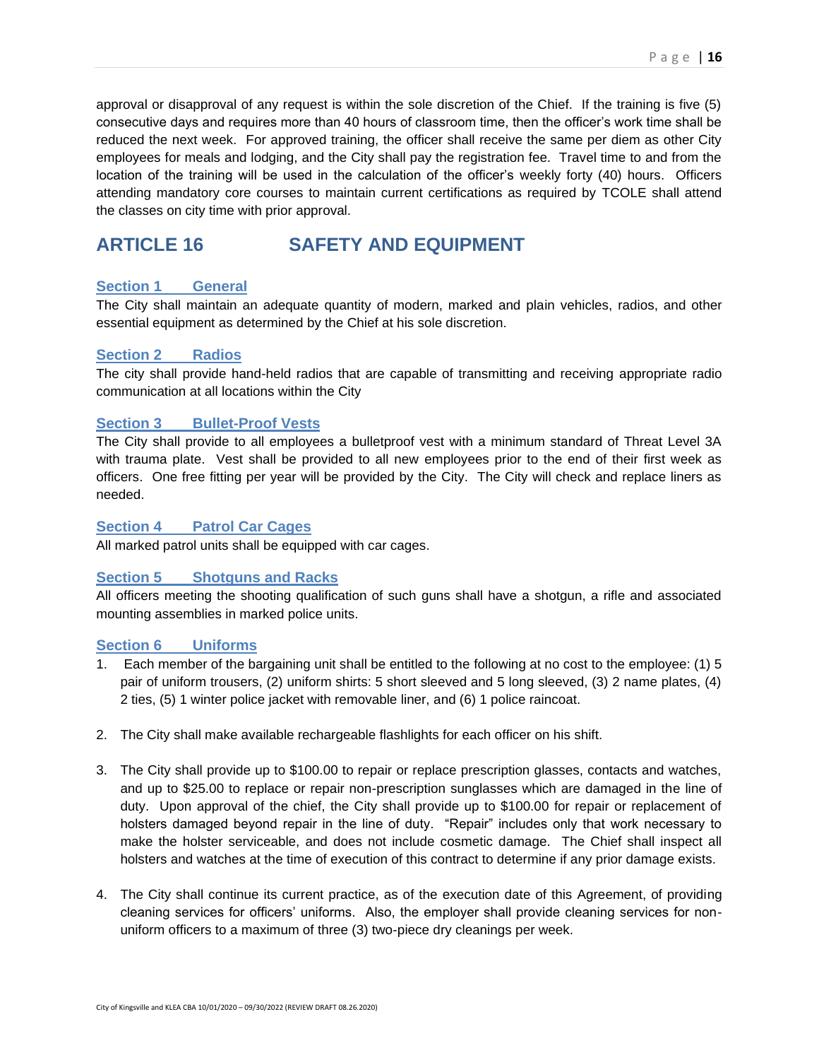approval or disapproval of any request is within the sole discretion of the Chief. If the training is five (5) consecutive days and requires more than 40 hours of classroom time, then the officer's work time shall be reduced the next week. For approved training, the officer shall receive the same per diem as other City employees for meals and lodging, and the City shall pay the registration fee. Travel time to and from the location of the training will be used in the calculation of the officer's weekly forty (40) hours. Officers attending mandatory core courses to maintain current certifications as required by TCOLE shall attend the classes on city time with prior approval.

## ARTICLE 16 SAFETY AND EQUIPMENT

### Section 1 General

The City shall maintain an adequate quantity of modern, marked and plain vehicles, radios, and other essential equipment as determined by the Chief at his sole discretion.

### Section 2 Radios

The city shall provide hand-held radios that are capable of transmitting and receiving appropriate radio communication at all locations within the City

### Section 3 Bullet-Proof Vests

The City shall provide to all employees a bulletproof vest with a minimum standard of Threat Level 3A with trauma plate. Vest shall be provided to all new employees prior to the end of their first week as officers. One free fitting per year will be provided by the City. The City will check and replace liners as needed.

### Section 4 Patrol Car Cages

All marked patrol units shall be equipped with car cages.

### Section 5 Shotguns and Racks

All officers meeting the shooting qualification of such guns shall have a shotgun, a rifle and associated mounting assemblies in marked police units.

### Section 6 Uniforms

1. Each member of the bargaining unit shall be entitled to the following at no cost to the employee: (1) 5 pair of uniform trousers, (2) uniform shirts: 5 short sleeved and 5 long sleeved, (3) 2 name plates, (4) 2 ties, (5) 1 winter police jacket with removable liner, and (6) 1 police raincoat.

2. The City shall make available rechargeable flashlights for each officer on his shift.

3. The City shall provide up to $100.00 to repair or replace prescription glasses, contacts and watches, and up to $25.00 to replace or repair non-prescription sunglasses which are damaged in the line of duty. Upon approval of the chief, the City shall provide up to $100.00 for repair or replacement of holsters damaged beyond repair in the line of duty. "Repair" includes only that work necessary to make the holster serviceable, and does not include cosmetic damage. The Chief shall inspect all holsters and watches at the time of execution of this contract to determine if any prior damage exists.

4. The City shall continue its current practice, as of the execution date of this Agreement, of providing cleaning services for officers' uniforms. Also, the employer shall provide cleaning services for non-uniform officers to a maximum of three (3) two-piece dry cleanings per week.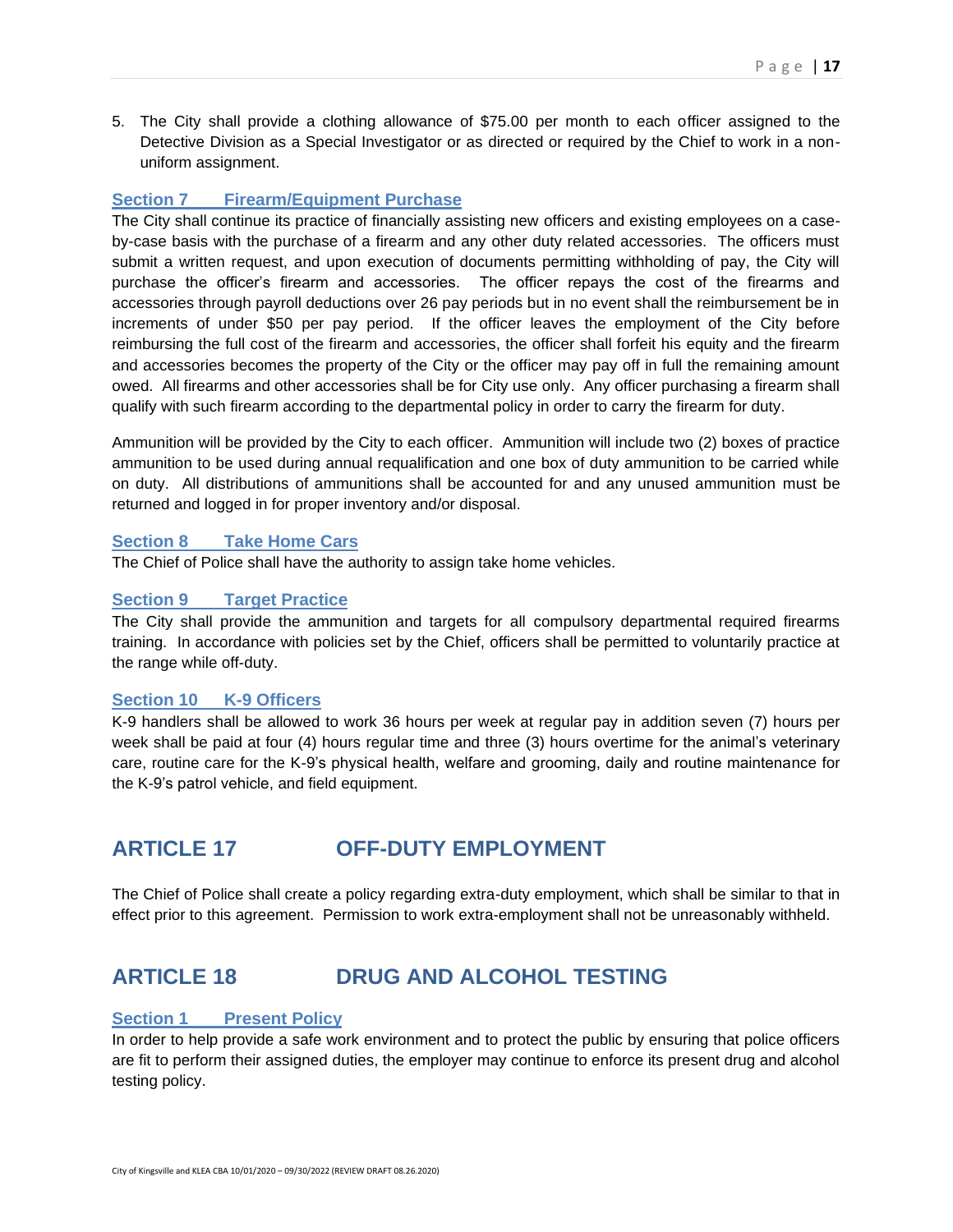5. The City shall provide a clothing allowance of $75.00 per month to each officer assigned to the Detective Division as a Special Investigator or as directed or required by the Chief to work in a non-uniform assignment.

### Section 7 Firearm/Equipment Purchase

The City shall continue its practice of financially assisting new officers and existing employees on a case-by-case basis with the purchase of a firearm and any other duty related accessories. The officers must submit a written request, and upon execution of documents permitting withholding of pay, the City will purchase the officer's firearm and accessories. The officer repays the cost of the firearms and accessories through payroll deductions over 26 pay periods but in no event shall the reimbursement be in increments of under $50 per pay period. If the officer leaves the employment of the City before reimbursing the full cost of the firearm and accessories, the officer shall forfeit his equity and the firearm and accessories becomes the property of the City or the officer may pay off in full the remaining amount owed. All firearms and other accessories shall be for City use only. Any officer purchasing a firearm shall qualify with such firearm according to the departmental policy in order to carry the firearm for duty.

Ammunition will be provided by the City to each officer. Ammunition will include two (2) boxes of practice ammunition to be used during annual requalification and one box of duty ammunition to be carried while on duty. All distributions of ammunitions shall be accounted for and any unused ammunition must be returned and logged in for proper inventory and/or disposal.

### Section 8 Take Home Cars

The Chief of Police shall have the authority to assign take home vehicles.

### Section 9 Target Practice

The City shall provide the ammunition and targets for all compulsory departmental required firearms training. In accordance with policies set by the Chief, officers shall be permitted to voluntarily practice at the range while off-duty.

### Section 10 K-9 Officers

K-9 handlers shall be allowed to work 36 hours per week at regular pay in addition seven (7) hours per week shall be paid at four (4) hours regular time and three (3) hours overtime for the animal's veterinary care, routine care for the K-9's physical health, welfare and grooming, daily and routine maintenance for the K-9's patrol vehicle, and field equipment.

## ARTICLE 17 OFF-DUTY EMPLOYMENT

The Chief of Police shall create a policy regarding extra-duty employment, which shall be similar to that in effect prior to this agreement. Permission to work extra-employment shall not be unreasonably withheld.

## ARTICLE 18 DRUG AND ALCOHOL TESTING

### Section 1 Present Policy

In order to help provide a safe work environment and to protect the public by ensuring that police officers are fit to perform their assigned duties, the employer may continue to enforce its present drug and alcohol testing policy.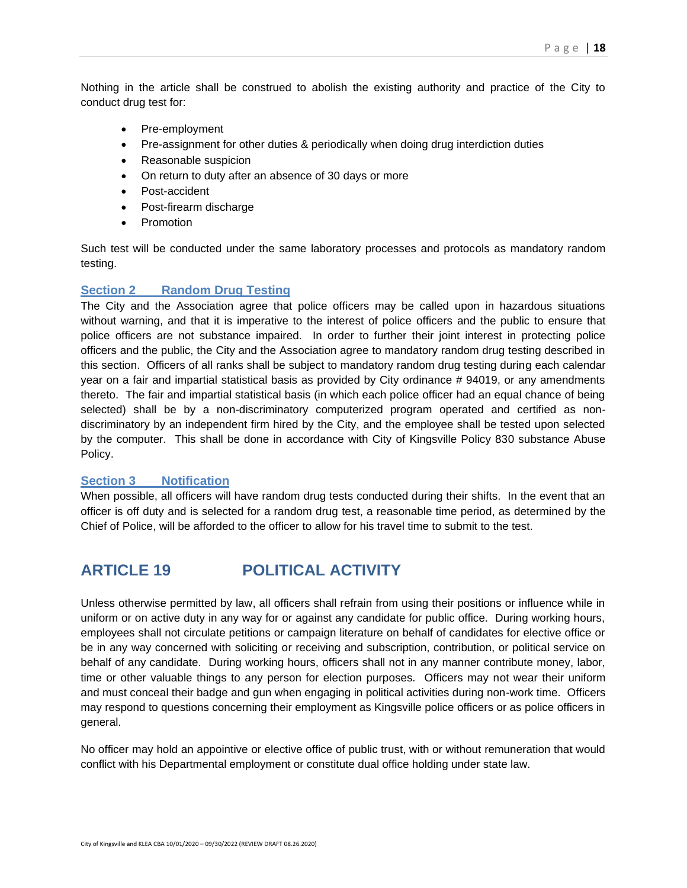Nothing in the article shall be construed to abolish the existing authority and practice of the City to conduct drug test for:

- Pre-employment
- Pre-assignment for other duties & periodically when doing drug interdiction duties
- Reasonable suspicion
- On return to duty after an absence of 30 days or more
- Post-accident
- Post-firearm discharge
- Promotion

Such test will be conducted under the same laboratory processes and protocols as mandatory random testing.

### Section 2 Random Drug Testing

The City and the Association agree that police officers may be called upon in hazardous situations without warning, and that it is imperative to the interest of police officers and the public to ensure that police officers are not substance impaired. In order to further their joint interest in protecting police officers and the public, the City and the Association agree to mandatory random drug testing described in this section. Officers of all ranks shall be subject to mandatory random drug testing during each calendar year on a fair and impartial statistical basis as provided by City ordinance # 94019, or any amendments thereto. The fair and impartial statistical basis (in which each police officer had an equal chance of being selected) shall be by a non-discriminatory computerized program operated and certified as non-discriminatory by an independent firm hired by the City, and the employee shall be tested upon selected by the computer. This shall be done in accordance with City of Kingsville Policy 830 substance Abuse Policy.

### Section 3 Notification

When possible, all officers will have random drug tests conducted during their shifts. In the event that an officer is off duty and is selected for a random drug test, a reasonable time period, as determined by the Chief of Police, will be afforded to the officer to allow for his travel time to submit to the test.

## ARTICLE 19 POLITICAL ACTIVITY

Unless otherwise permitted by law, all officers shall refrain from using their positions or influence while in uniform or on active duty in any way for or against any candidate for public office. During working hours, employees shall not circulate petitions or campaign literature on behalf of candidates for elective office or be in any way concerned with soliciting or receiving and subscription, contribution, or political service on behalf of any candidate. During working hours, officers shall not in any manner contribute money, labor, time or other valuable things to any person for election purposes. Officers may not wear their uniform and must conceal their badge and gun when engaging in political activities during non-work time. Officers may respond to questions concerning their employment as Kingsville police officers or as police officers in general.

No officer may hold an appointive or elective office of public trust, with or without remuneration that would conflict with his Departmental employment or constitute dual office holding under state law.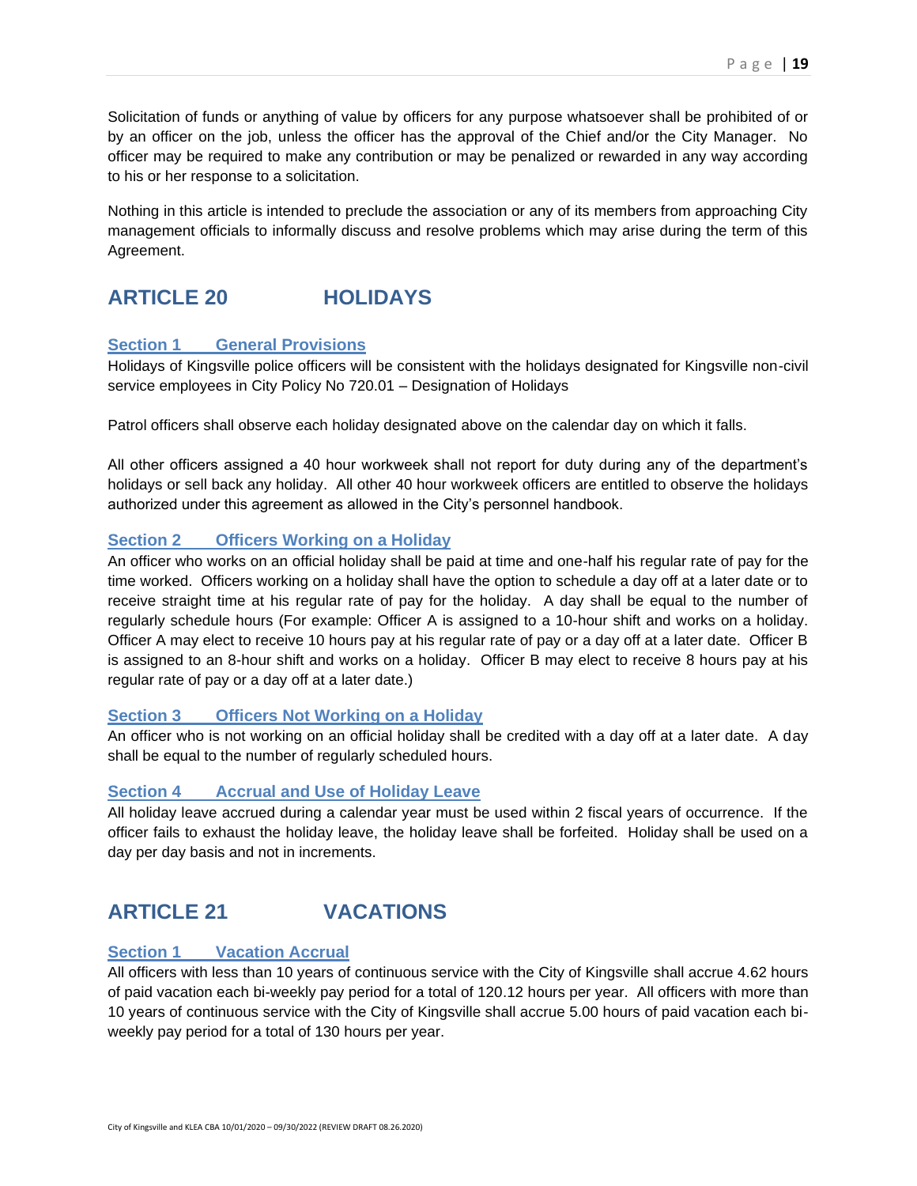Solicitation of funds or anything of value by officers for any purpose whatsoever shall be prohibited of or by an officer on the job, unless the officer has the approval of the Chief and/or the City Manager. No officer may be required to make any contribution or may be penalized or rewarded in any way according to his or her response to a solicitation.

Nothing in this article is intended to preclude the association or any of its members from approaching City management officials to informally discuss and resolve problems which may arise during the term of this Agreement.

## ARTICLE 20 HOLIDAYS

### Section 1 General Provisions

Holidays of Kingsville police officers will be consistent with the holidays designated for Kingsville non-civil service employees in City Policy No 720.01 – Designation of Holidays

Patrol officers shall observe each holiday designated above on the calendar day on which it falls.

All other officers assigned a 40 hour workweek shall not report for duty during any of the department's holidays or sell back any holiday. All other 40 hour workweek officers are entitled to observe the holidays authorized under this agreement as allowed in the City's personnel handbook.

### Section 2 Officers Working on a Holiday

An officer who works on an official holiday shall be paid at time and one-half his regular rate of pay for the time worked. Officers working on a holiday shall have the option to schedule a day off at a later date or to receive straight time at his regular rate of pay for the holiday. A day shall be equal to the number of regularly schedule hours (For example: Officer A is assigned to a 10-hour shift and works on a holiday. Officer A may elect to receive 10 hours pay at his regular rate of pay or a day off at a later date. Officer B is assigned to an 8-hour shift and works on a holiday. Officer B may elect to receive 8 hours pay at his regular rate of pay or a day off at a later date.)

### Section 3 Officers Not Working on a Holiday

An officer who is not working on an official holiday shall be credited with a day off at a later date. A day shall be equal to the number of regularly scheduled hours.

### Section 4 Accrual and Use of Holiday Leave

All holiday leave accrued during a calendar year must be used within 2 fiscal years of occurrence. If the officer fails to exhaust the holiday leave, the holiday leave shall be forfeited. Holiday shall be used on a day per day basis and not in increments.

## ARTICLE 21 VACATIONS

### Section 1 Vacation Accrual

All officers with less than 10 years of continuous service with the City of Kingsville shall accrue 4.62 hours of paid vacation each bi-weekly pay period for a total of 120.12 hours per year. All officers with more than 10 years of continuous service with the City of Kingsville shall accrue 5.00 hours of paid vacation each bi-weekly pay period for a total of 130 hours per year.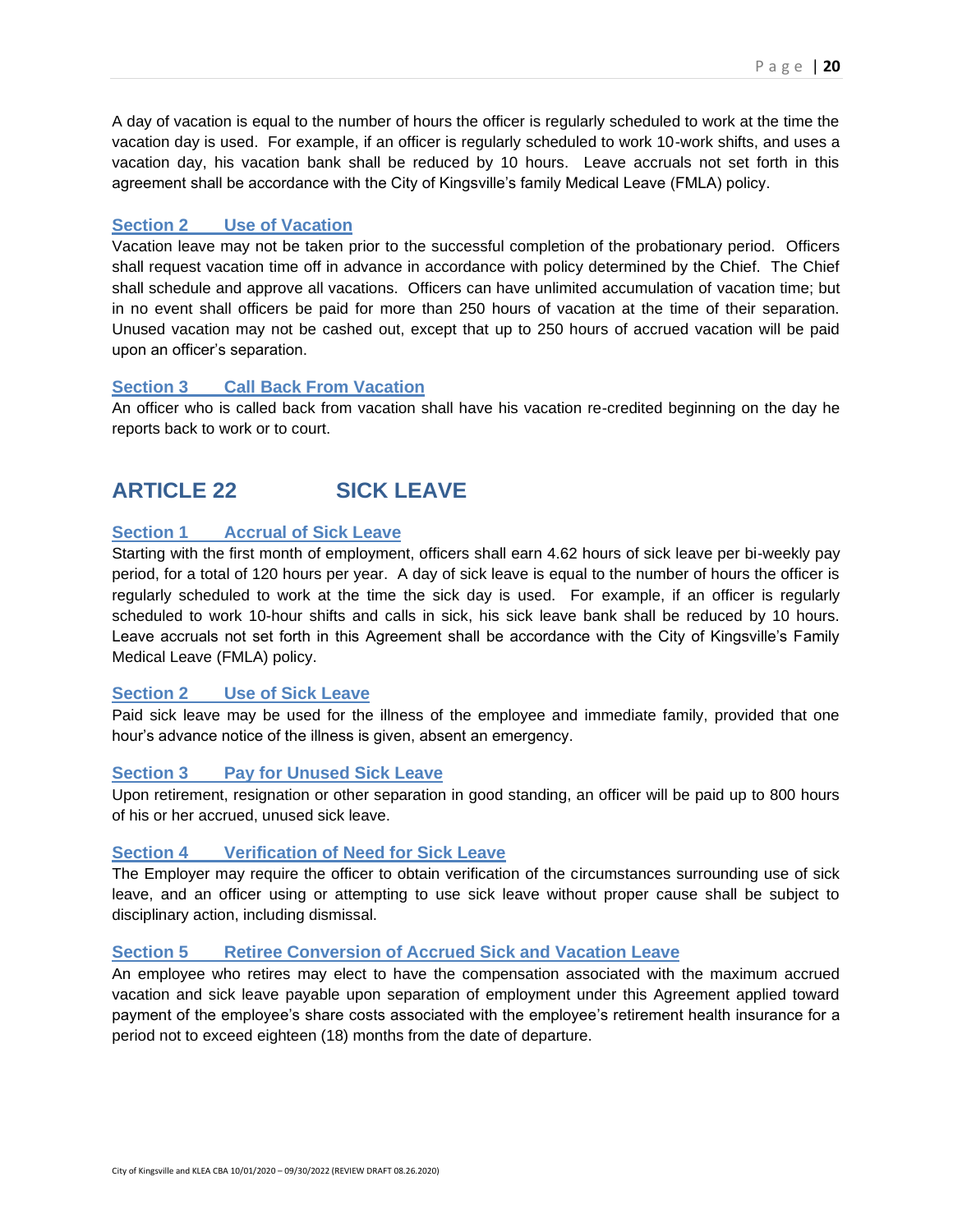A day of vacation is equal to the number of hours the officer is regularly scheduled to work at the time the vacation day is used. For example, if an officer is regularly scheduled to work 10-work shifts, and uses a vacation day, his vacation bank shall be reduced by 10 hours. Leave accruals not set forth in this agreement shall be accordance with the City of Kingsville's family Medical Leave (FMLA) policy.

### Section 2 Use of Vacation

Vacation leave may not be taken prior to the successful completion of the probationary period. Officers shall request vacation time off in advance in accordance with policy determined by the Chief. The Chief shall schedule and approve all vacations. Officers can have unlimited accumulation of vacation time; but in no event shall officers be paid for more than 250 hours of vacation at the time of their separation. Unused vacation may not be cashed out, except that up to 250 hours of accrued vacation will be paid upon an officer's separation.

### Section 3 Call Back From Vacation

An officer who is called back from vacation shall have his vacation re-credited beginning on the day he reports back to work or to court.

## ARTICLE 22 SICK LEAVE

### Section 1 Accrual of Sick Leave

Starting with the first month of employment, officers shall earn 4.62 hours of sick leave per bi-weekly pay period, for a total of 120 hours per year. A day of sick leave is equal to the number of hours the officer is regularly scheduled to work at the time the sick day is used. For example, if an officer is regularly scheduled to work 10-hour shifts and calls in sick, his sick leave bank shall be reduced by 10 hours. Leave accruals not set forth in this Agreement shall be accordance with the City of Kingsville's Family Medical Leave (FMLA) policy.

### Section 2 Use of Sick Leave

Paid sick leave may be used for the illness of the employee and immediate family, provided that one hour's advance notice of the illness is given, absent an emergency.

### Section 3 Pay for Unused Sick Leave

Upon retirement, resignation or other separation in good standing, an officer will be paid up to 800 hours of his or her accrued, unused sick leave.

### Section 4 Verification of Need for Sick Leave

The Employer may require the officer to obtain verification of the circumstances surrounding use of sick leave, and an officer using or attempting to use sick leave without proper cause shall be subject to disciplinary action, including dismissal.

### Section 5 Retiree Conversion of Accrued Sick and Vacation Leave

An employee who retires may elect to have the compensation associated with the maximum accrued vacation and sick leave payable upon separation of employment under this Agreement applied toward payment of the employee's share costs associated with the employee's retirement health insurance for a period not to exceed eighteen (18) months from the date of departure.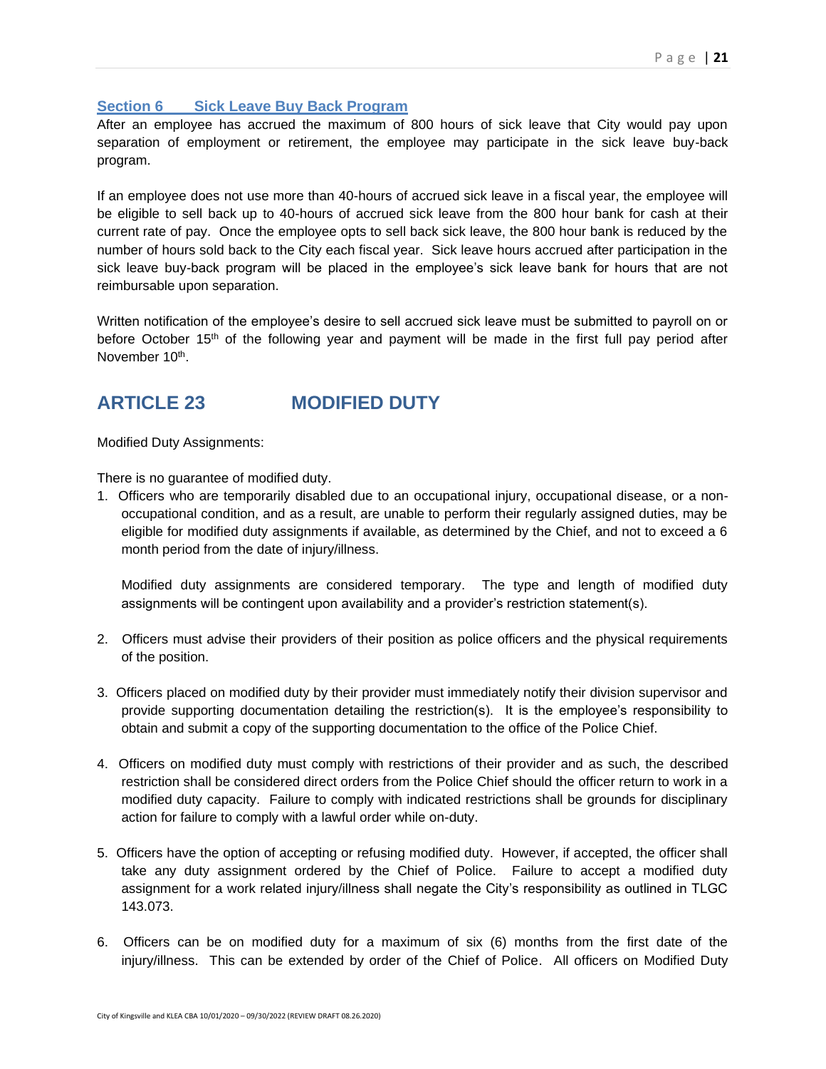### Section 6 Sick Leave Buy Back Program

After an employee has accrued the maximum of 800 hours of sick leave that City would pay upon separation of employment or retirement, the employee may participate in the sick leave buy-back program.

If an employee does not use more than 40-hours of accrued sick leave in a fiscal year, the employee will be eligible to sell back up to 40-hours of accrued sick leave from the 800 hour bank for cash at their current rate of pay. Once the employee opts to sell back sick leave, the 800 hour bank is reduced by the number of hours sold back to the City each fiscal year. Sick leave hours accrued after participation in the sick leave buy-back program will be placed in the employee's sick leave bank for hours that are not reimbursable upon separation.

Written notification of the employee's desire to sell accrued sick leave must be submitted to payroll on or before October 15th of the following year and payment will be made in the first full pay period after November 10th.

## ARTICLE 23 MODIFIED DUTY

Modified Duty Assignments:

There is no guarantee of modified duty.

1. Officers who are temporarily disabled due to an occupational injury, occupational disease, or a non-occupational condition, and as a result, are unable to perform their regularly assigned duties, may be eligible for modified duty assignments if available, as determined by the Chief, and not to exceed a 6 month period from the date of injury/illness.

   Modified duty assignments are considered temporary. The type and length of modified duty assignments will be contingent upon availability and a provider's restriction statement(s).

2. Officers must advise their providers of their position as police officers and the physical requirements of the position.

3. Officers placed on modified duty by their provider must immediately notify their division supervisor and provide supporting documentation detailing the restriction(s). It is the employee's responsibility to obtain and submit a copy of the supporting documentation to the office of the Police Chief.

4. Officers on modified duty must comply with restrictions of their provider and as such, the described restriction shall be considered direct orders from the Police Chief should the officer return to work in a modified duty capacity. Failure to comply with indicated restrictions shall be grounds for disciplinary action for failure to comply with a lawful order while on-duty.

5. Officers have the option of accepting or refusing modified duty. However, if accepted, the officer shall take any duty assignment ordered by the Chief of Police. Failure to accept a modified duty assignment for a work related injury/illness shall negate the City's responsibility as outlined in TLGC 143.073.

6. Officers can be on modified duty for a maximum of six (6) months from the first date of the injury/illness. This can be extended by order of the Chief of Police. All officers on Modified Duty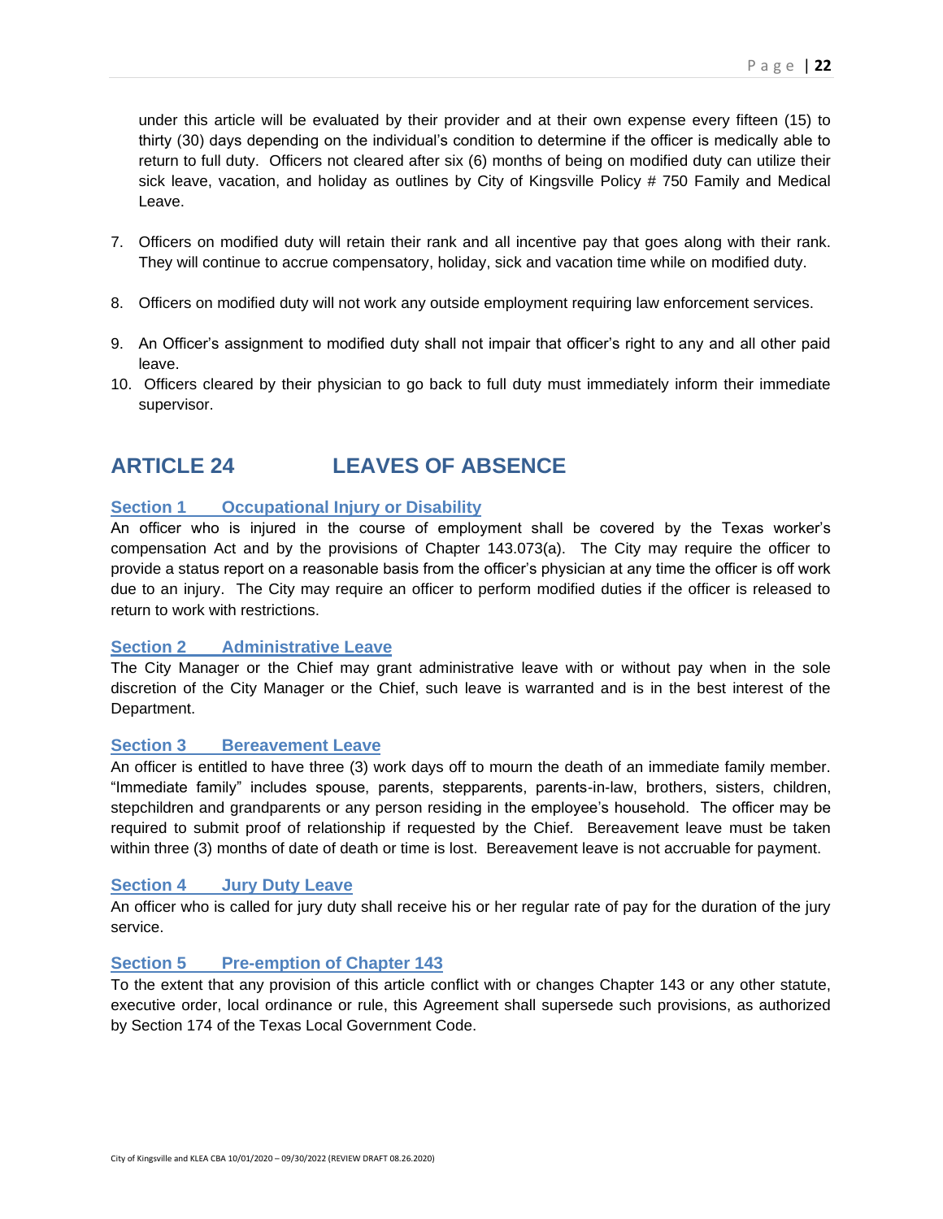under this article will be evaluated by their provider and at their own expense every fifteen (15) to thirty (30) days depending on the individual's condition to determine if the officer is medically able to return to full duty. Officers not cleared after six (6) months of being on modified duty can utilize their sick leave, vacation, and holiday as outlines by City of Kingsville Policy # 750 Family and Medical Leave.

7. Officers on modified duty will retain their rank and all incentive pay that goes along with their rank. They will continue to accrue compensatory, holiday, sick and vacation time while on modified duty.

8. Officers on modified duty will not work any outside employment requiring law enforcement services.

9. An Officer's assignment to modified duty shall not impair that officer's right to any and all other paid leave.
10. Officers cleared by their physician to go back to full duty must immediately inform their immediate supervisor.

## ARTICLE 24 LEAVES OF ABSENCE

### Section 1 Occupational Injury or Disability

An officer who is injured in the course of employment shall be covered by the Texas worker's compensation Act and by the provisions of Chapter 143.073(a). The City may require the officer to provide a status report on a reasonable basis from the officer's physician at any time the officer is off work due to an injury. The City may require an officer to perform modified duties if the officer is released to return to work with restrictions.

### Section 2 Administrative Leave

The City Manager or the Chief may grant administrative leave with or without pay when in the sole discretion of the City Manager or the Chief, such leave is warranted and is in the best interest of the Department.

### Section 3 Bereavement Leave

An officer is entitled to have three (3) work days off to mourn the death of an immediate family member. "Immediate family" includes spouse, parents, stepparents, parents-in-law, brothers, sisters, children, stepchildren and grandparents or any person residing in the employee's household. The officer may be required to submit proof of relationship if requested by the Chief. Bereavement leave must be taken within three (3) months of date of death or time is lost. Bereavement leave is not accruable for payment.

### Section 4 Jury Duty Leave

An officer who is called for jury duty shall receive his or her regular rate of pay for the duration of the jury service.

### Section 5 Pre-emption of Chapter 143

To the extent that any provision of this article conflict with or changes Chapter 143 or any other statute, executive order, local ordinance or rule, this Agreement shall supersede such provisions, as authorized by Section 174 of the Texas Local Government Code.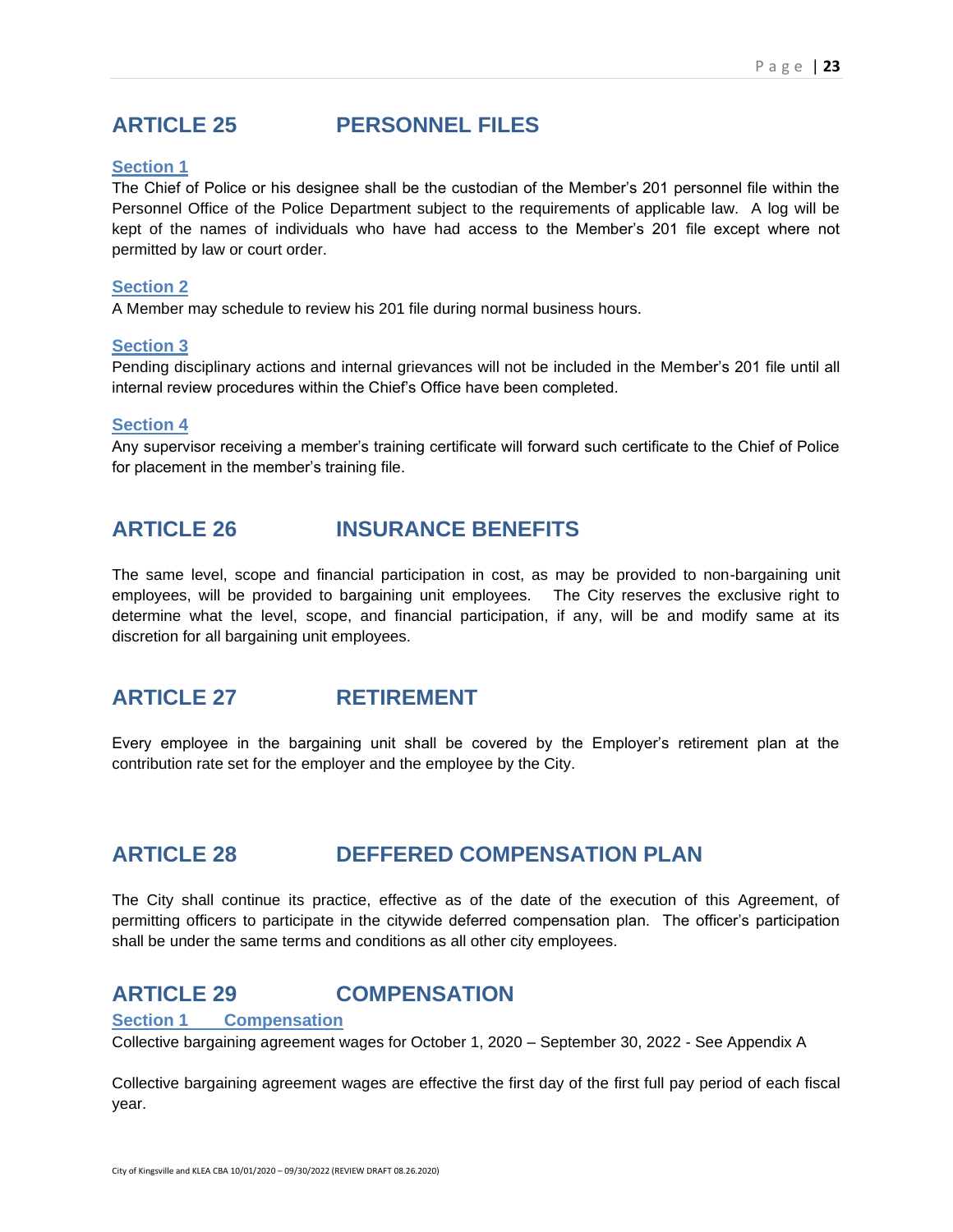## ARTICLE 25 PERSONNEL FILES

**Section 1**

The Chief of Police or his designee shall be the custodian of the Member's 201 personnel file within the Personnel Office of the Police Department subject to the requirements of applicable law. A log will be kept of the names of individuals who have had access to the Member's 201 file except where not permitted by law or court order.

**Section 2**

A Member may schedule to review his 201 file during normal business hours.

**Section 3**

Pending disciplinary actions and internal grievances will not be included in the Member's 201 file until all internal review procedures within the Chief's Office have been completed.

**Section 4**

Any supervisor receiving a member's training certificate will forward such certificate to the Chief of Police for placement in the member's training file.

## ARTICLE 26 INSURANCE BENEFITS

The same level, scope and financial participation in cost, as may be provided to non-bargaining unit employees, will be provided to bargaining unit employees. The City reserves the exclusive right to determine what the level, scope, and financial participation, if any, will be and modify same at its discretion for all bargaining unit employees.

## ARTICLE 27 RETIREMENT

Every employee in the bargaining unit shall be covered by the Employer's retirement plan at the contribution rate set for the employer and the employee by the City.

## ARTICLE 28 DEFFERED COMPENSATION PLAN

The City shall continue its practice, effective as of the date of the execution of this Agreement, of permitting officers to participate in the citywide deferred compensation plan. The officer's participation shall be under the same terms and conditions as all other city employees.

## ARTICLE 29 COMPENSATION

**Section 1 Compensation**

Collective bargaining agreement wages for October 1, 2020 – September 30, 2022 - See Appendix A

Collective bargaining agreement wages are effective the first day of the first full pay period of each fiscal year.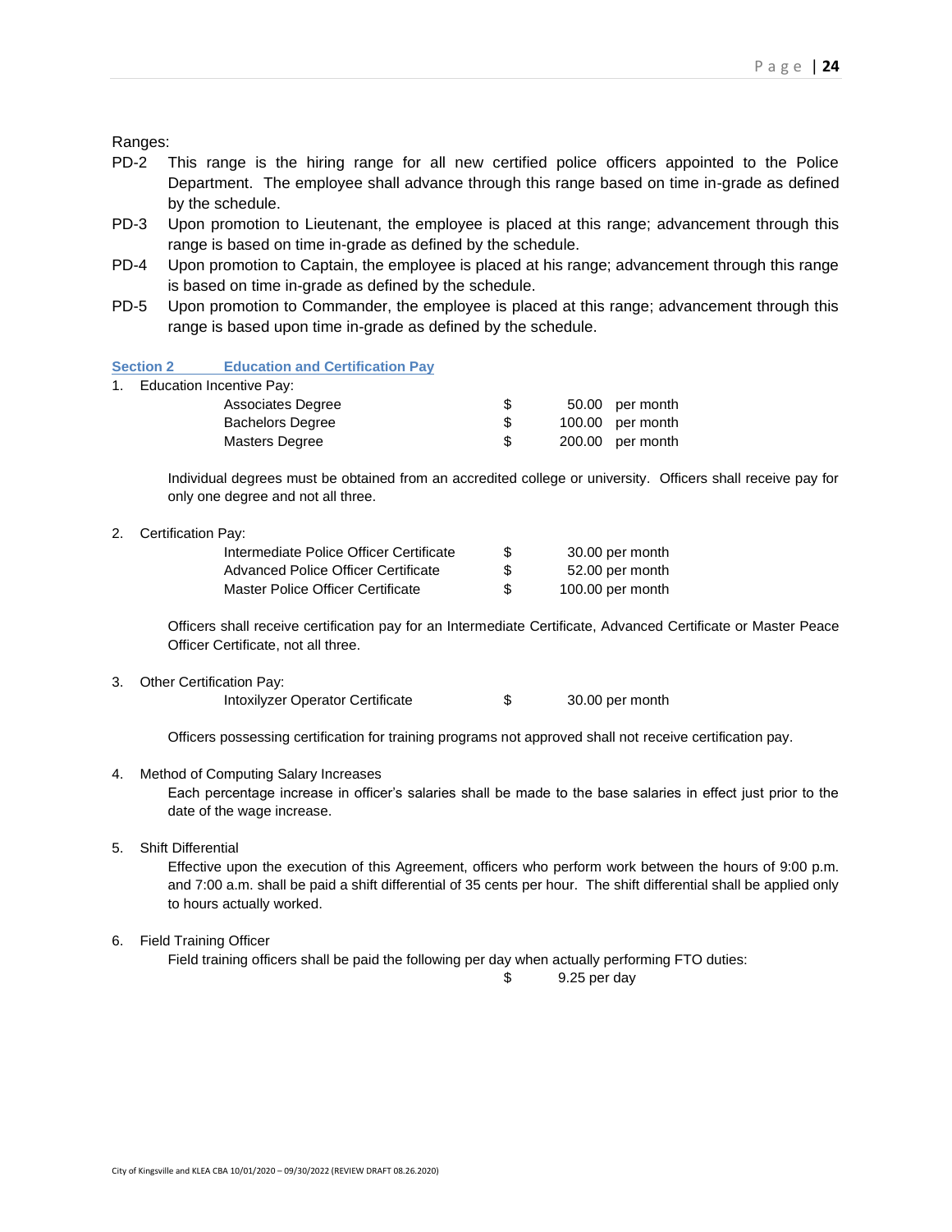Ranges:

PD-2 This range is the hiring range for all new certified police officers appointed to the Police Department. The employee shall advance through this range based on time in-grade as defined by the schedule.

PD-3 Upon promotion to Lieutenant, the employee is placed at this range; advancement through this range is based on time in-grade as defined by the schedule.

PD-4 Upon promotion to Captain, the employee is placed at his range; advancement through this range is based on time in-grade as defined by the schedule.

PD-5 Upon promotion to Commander, the employee is placed at this range; advancement through this range is based upon time in-grade as defined by the schedule.

## Section 2 Education and Certification Pay

1. Education Incentive Pay:

| | | |
|---|---|---|
| Associates Degree | $ | 50.00 per month |
| Bachelors Degree | $ | 100.00 per month |
| Masters Degree | $ | 200.00 per month |

Individual degrees must be obtained from an accredited college or university. Officers shall receive pay for only one degree and not all three.

2. Certification Pay:

| | | |
|---|---|---|
| Intermediate Police Officer Certificate | $ | 30.00 per month |
| Advanced Police Officer Certificate | $ | 52.00 per month |
| Master Police Officer Certificate | $ | 100.00 per month |

Officers shall receive certification pay for an Intermediate Certificate, Advanced Certificate or Master Peace Officer Certificate, not all three.

3. Other Certification Pay:

| | | |
|---|---|---|
| Intoxilyzer Operator Certificate | $ | 30.00 per month |

Officers possessing certification for training programs not approved shall not receive certification pay.

4. Method of Computing Salary Increases

   Each percentage increase in officer's salaries shall be made to the base salaries in effect just prior to the date of the wage increase.

5. Shift Differential

   Effective upon the execution of this Agreement, officers who perform work between the hours of 9:00 p.m. and 7:00 a.m. shall be paid a shift differential of 35 cents per hour. The shift differential shall be applied only to hours actually worked.

6. Field Training Officer

   Field training officers shall be paid the following per day when actually performing FTO duties:

   $ 9.25 per day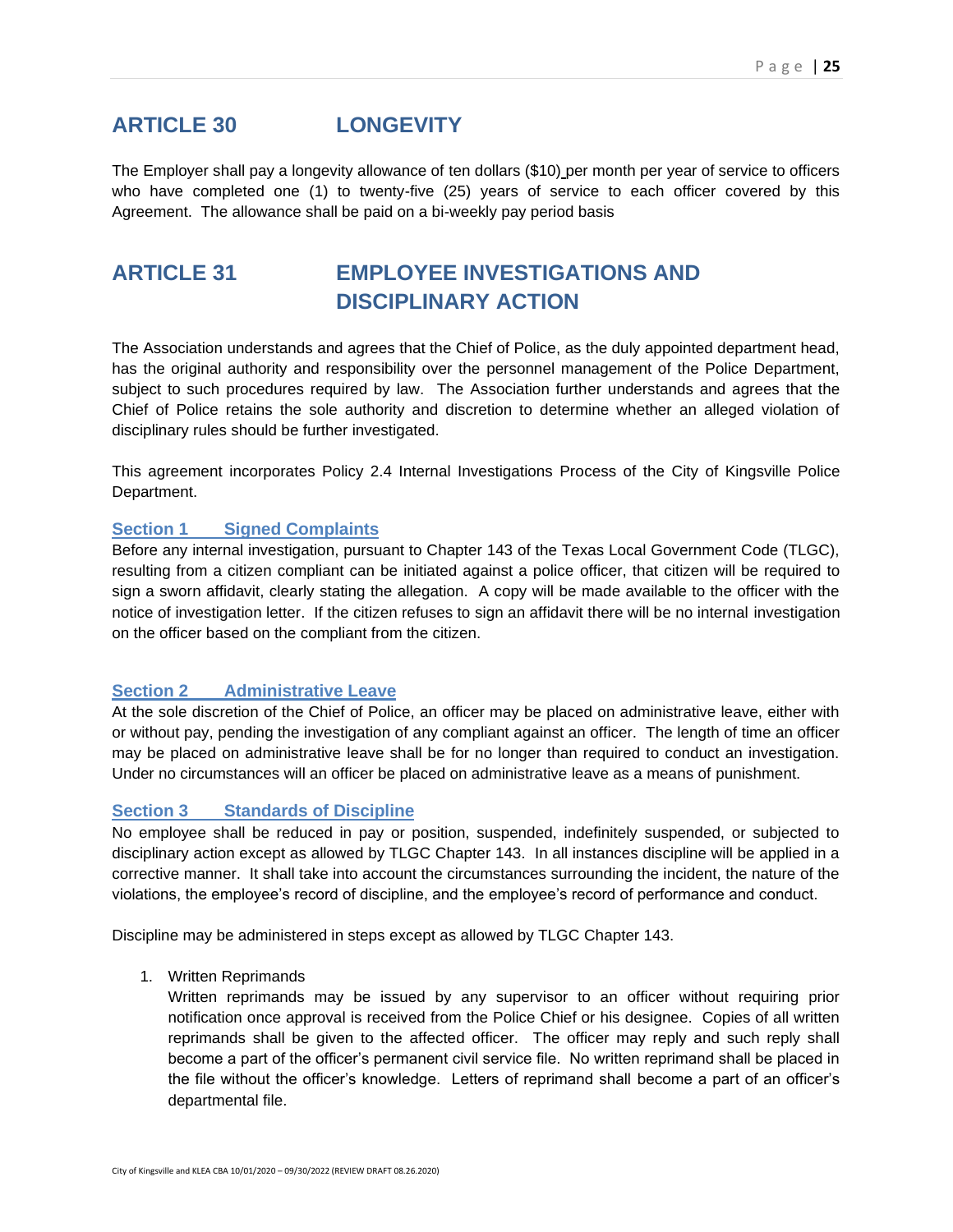## ARTICLE 30 LONGEVITY

The Employer shall pay a longevity allowance of ten dollars ($10) per month per year of service to officers who have completed one (1) to twenty-five (25) years of service to each officer covered by this Agreement. The allowance shall be paid on a bi-weekly pay period basis

## ARTICLE 31 EMPLOYEE INVESTIGATIONS AND DISCIPLINARY ACTION

The Association understands and agrees that the Chief of Police, as the duly appointed department head, has the original authority and responsibility over the personnel management of the Police Department, subject to such procedures required by law. The Association further understands and agrees that the Chief of Police retains the sole authority and discretion to determine whether an alleged violation of disciplinary rules should be further investigated.

This agreement incorporates Policy 2.4 Internal Investigations Process of the City of Kingsville Police Department.

### Section 1 Signed Complaints

Before any internal investigation, pursuant to Chapter 143 of the Texas Local Government Code (TLGC), resulting from a citizen compliant can be initiated against a police officer, that citizen will be required to sign a sworn affidavit, clearly stating the allegation. A copy will be made available to the officer with the notice of investigation letter. If the citizen refuses to sign an affidavit there will be no internal investigation on the officer based on the compliant from the citizen.

### Section 2 Administrative Leave

At the sole discretion of the Chief of Police, an officer may be placed on administrative leave, either with or without pay, pending the investigation of any compliant against an officer. The length of time an officer may be placed on administrative leave shall be for no longer than required to conduct an investigation. Under no circumstances will an officer be placed on administrative leave as a means of punishment.

### Section 3 Standards of Discipline

No employee shall be reduced in pay or position, suspended, indefinitely suspended, or subjected to disciplinary action except as allowed by TLGC Chapter 143. In all instances discipline will be applied in a corrective manner. It shall take into account the circumstances surrounding the incident, the nature of the violations, the employee's record of discipline, and the employee's record of performance and conduct.

Discipline may be administered in steps except as allowed by TLGC Chapter 143.

1. Written Reprimands
   Written reprimands may be issued by any supervisor to an officer without requiring prior notification once approval is received from the Police Chief or his designee. Copies of all written reprimands shall be given to the affected officer. The officer may reply and such reply shall become a part of the officer's permanent civil service file. No written reprimand shall be placed in the file without the officer's knowledge. Letters of reprimand shall become a part of an officer's departmental file.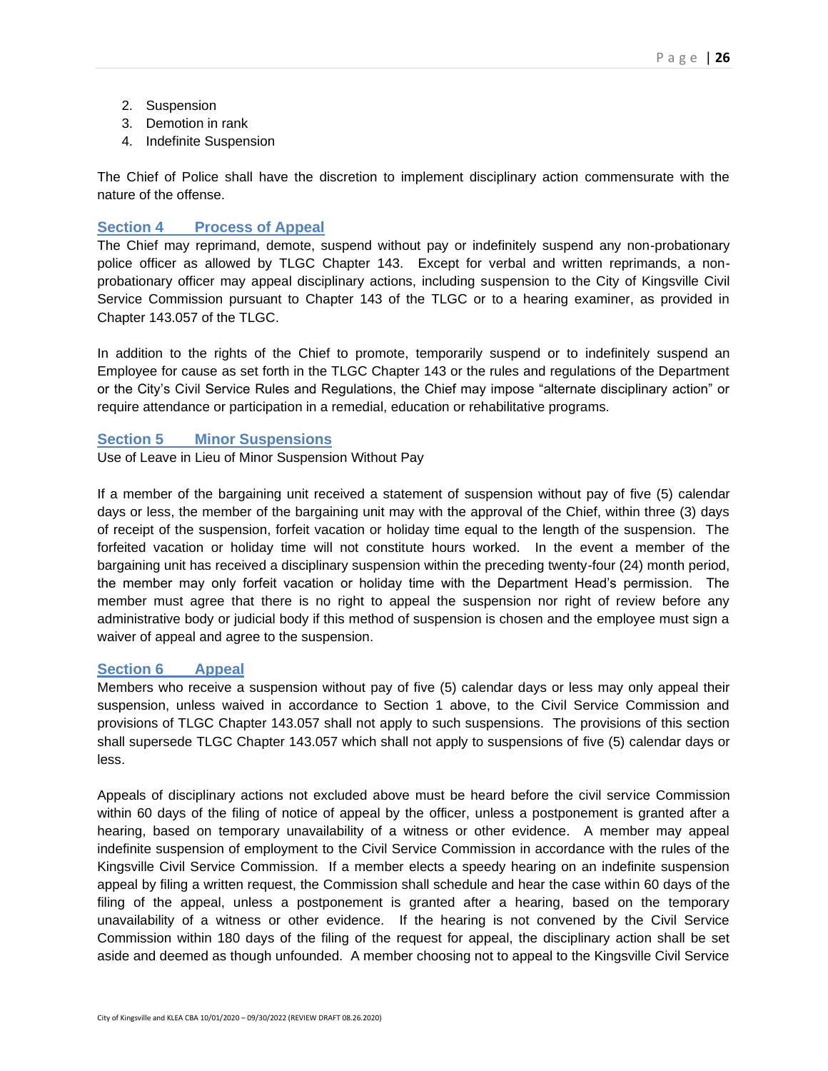2. Suspension
3. Demotion in rank
4. Indefinite Suspension

The Chief of Police shall have the discretion to implement disciplinary action commensurate with the nature of the offense.

## Section 4 Process of Appeal

The Chief may reprimand, demote, suspend without pay or indefinitely suspend any non-probationary police officer as allowed by TLGC Chapter 143. Except for verbal and written reprimands, a non-probationary officer may appeal disciplinary actions, including suspension to the City of Kingsville Civil Service Commission pursuant to Chapter 143 of the TLGC or to a hearing examiner, as provided in Chapter 143.057 of the TLGC.

In addition to the rights of the Chief to promote, temporarily suspend or to indefinitely suspend an Employee for cause as set forth in the TLGC Chapter 143 or the rules and regulations of the Department or the City's Civil Service Rules and Regulations, the Chief may impose "alternate disciplinary action" or require attendance or participation in a remedial, education or rehabilitative programs.

## Section 5 Minor Suspensions

Use of Leave in Lieu of Minor Suspension Without Pay

If a member of the bargaining unit received a statement of suspension without pay of five (5) calendar days or less, the member of the bargaining unit may with the approval of the Chief, within three (3) days of receipt of the suspension, forfeit vacation or holiday time equal to the length of the suspension. The forfeited vacation or holiday time will not constitute hours worked. In the event a member of the bargaining unit has received a disciplinary suspension within the preceding twenty-four (24) month period, the member may only forfeit vacation or holiday time with the Department Head's permission. The member must agree that there is no right to appeal the suspension nor right of review before any administrative body or judicial body if this method of suspension is chosen and the employee must sign a waiver of appeal and agree to the suspension.

## Section 6 Appeal

Members who receive a suspension without pay of five (5) calendar days or less may only appeal their suspension, unless waived in accordance to Section 1 above, to the Civil Service Commission and provisions of TLGC Chapter 143.057 shall not apply to such suspensions. The provisions of this section shall supersede TLGC Chapter 143.057 which shall not apply to suspensions of five (5) calendar days or less.

Appeals of disciplinary actions not excluded above must be heard before the civil service Commission within 60 days of the filing of notice of appeal by the officer, unless a postponement is granted after a hearing, based on temporary unavailability of a witness or other evidence. A member may appeal indefinite suspension of employment to the Civil Service Commission in accordance with the rules of the Kingsville Civil Service Commission. If a member elects a speedy hearing on an indefinite suspension appeal by filing a written request, the Commission shall schedule and hear the case within 60 days of the filing of the appeal, unless a postponement is granted after a hearing, based on the temporary unavailability of a witness or other evidence. If the hearing is not convened by the Civil Service Commission within 180 days of the filing of the request for appeal, the disciplinary action shall be set aside and deemed as though unfounded. A member choosing not to appeal to the Kingsville Civil Service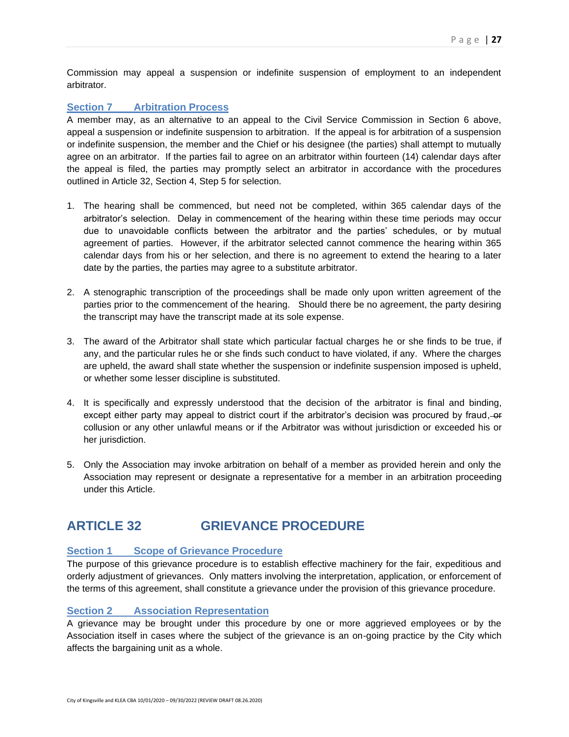Commission may appeal a suspension or indefinite suspension of employment to an independent arbitrator.

### Section 7 Arbitration Process

A member may, as an alternative to an appeal to the Civil Service Commission in Section 6 above, appeal a suspension or indefinite suspension to arbitration. If the appeal is for arbitration of a suspension or indefinite suspension, the member and the Chief or his designee (the parties) shall attempt to mutually agree on an arbitrator. If the parties fail to agree on an arbitrator within fourteen (14) calendar days after the appeal is filed, the parties may promptly select an arbitrator in accordance with the procedures outlined in Article 32, Section 4, Step 5 for selection.

1. The hearing shall be commenced, but need not be completed, within 365 calendar days of the arbitrator's selection. Delay in commencement of the hearing within these time periods may occur due to unavoidable conflicts between the arbitrator and the parties' schedules, or by mutual agreement of parties. However, if the arbitrator selected cannot commence the hearing within 365 calendar days from his or her selection, and there is no agreement to extend the hearing to a later date by the parties, the parties may agree to a substitute arbitrator.

2. A stenographic transcription of the proceedings shall be made only upon written agreement of the parties prior to the commencement of the hearing. Should there be no agreement, the party desiring the transcript may have the transcript made at its sole expense.

3. The award of the Arbitrator shall state which particular factual charges he or she finds to be true, if any, and the particular rules he or she finds such conduct to have violated, if any. Where the charges are upheld, the award shall state whether the suspension or indefinite suspension imposed is upheld, or whether some lesser discipline is substituted.

4. It is specifically and expressly understood that the decision of the arbitrator is final and binding, except either party may appeal to district court if the arbitrator's decision was procured by fraud, ~~or~~ collusion or any other unlawful means or if the Arbitrator was without jurisdiction or exceeded his or her jurisdiction.

5. Only the Association may invoke arbitration on behalf of a member as provided herein and only the Association may represent or designate a representative for a member in an arbitration proceeding under this Article.

## ARTICLE 32 GRIEVANCE PROCEDURE

### Section 1 Scope of Grievance Procedure

The purpose of this grievance procedure is to establish effective machinery for the fair, expeditious and orderly adjustment of grievances. Only matters involving the interpretation, application, or enforcement of the terms of this agreement, shall constitute a grievance under the provision of this grievance procedure.

### Section 2 Association Representation

A grievance may be brought under this procedure by one or more aggrieved employees or by the Association itself in cases where the subject of the grievance is an on-going practice by the City which affects the bargaining unit as a whole.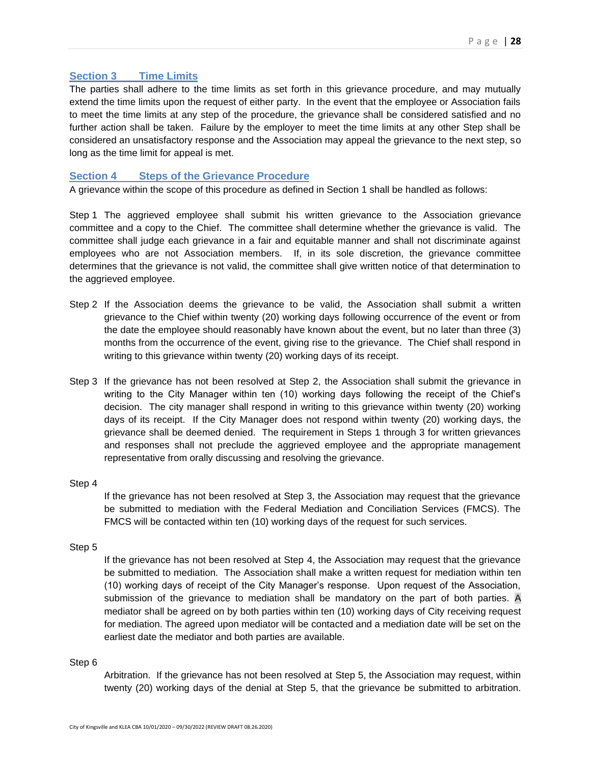## Section 3 Time Limits

The parties shall adhere to the time limits as set forth in this grievance procedure, and may mutually extend the time limits upon the request of either party. In the event that the employee or Association fails to meet the time limits at any step of the procedure, the grievance shall be considered satisfied and no further action shall be taken. Failure by the employer to meet the time limits at any other Step shall be considered an unsatisfactory response and the Association may appeal the grievance to the next step, so long as the time limit for appeal is met.

## Section 4 Steps of the Grievance Procedure

A grievance within the scope of this procedure as defined in Section 1 shall be handled as follows:

Step 1 The aggrieved employee shall submit his written grievance to the Association grievance committee and a copy to the Chief. The committee shall determine whether the grievance is valid. The committee shall judge each grievance in a fair and equitable manner and shall not discriminate against employees who are not Association members. If, in its sole discretion, the grievance committee determines that the grievance is not valid, the committee shall give written notice of that determination to the aggrieved employee.

Step 2 If the Association deems the grievance to be valid, the Association shall submit a written grievance to the Chief within twenty (20) working days following occurrence of the event or from the date the employee should reasonably have known about the event, but no later than three (3) months from the occurrence of the event, giving rise to the grievance. The Chief shall respond in writing to this grievance within twenty (20) working days of its receipt.

Step 3 If the grievance has not been resolved at Step 2, the Association shall submit the grievance in writing to the City Manager within ten (10) working days following the receipt of the Chief's decision. The city manager shall respond in writing to this grievance within twenty (20) working days of its receipt. If the City Manager does not respond within twenty (20) working days, the grievance shall be deemed denied. The requirement in Steps 1 through 3 for written grievances and responses shall not preclude the aggrieved employee and the appropriate management representative from orally discussing and resolving the grievance.

Step 4

If the grievance has not been resolved at Step 3, the Association may request that the grievance be submitted to mediation with the Federal Mediation and Conciliation Services (FMCS). The FMCS will be contacted within ten (10) working days of the request for such services.

Step 5

If the grievance has not been resolved at Step 4, the Association may request that the grievance be submitted to mediation. The Association shall make a written request for mediation within ten (10) working days of receipt of the City Manager's response. Upon request of the Association, submission of the grievance to mediation shall be mandatory on the part of both parties. A mediator shall be agreed on by both parties within ten (10) working days of City receiving request for mediation. The agreed upon mediator will be contacted and a mediation date will be set on the earliest date the mediator and both parties are available.

Step 6

Arbitration. If the grievance has not been resolved at Step 5, the Association may request, within twenty (20) working days of the denial at Step 5, that the grievance be submitted to arbitration.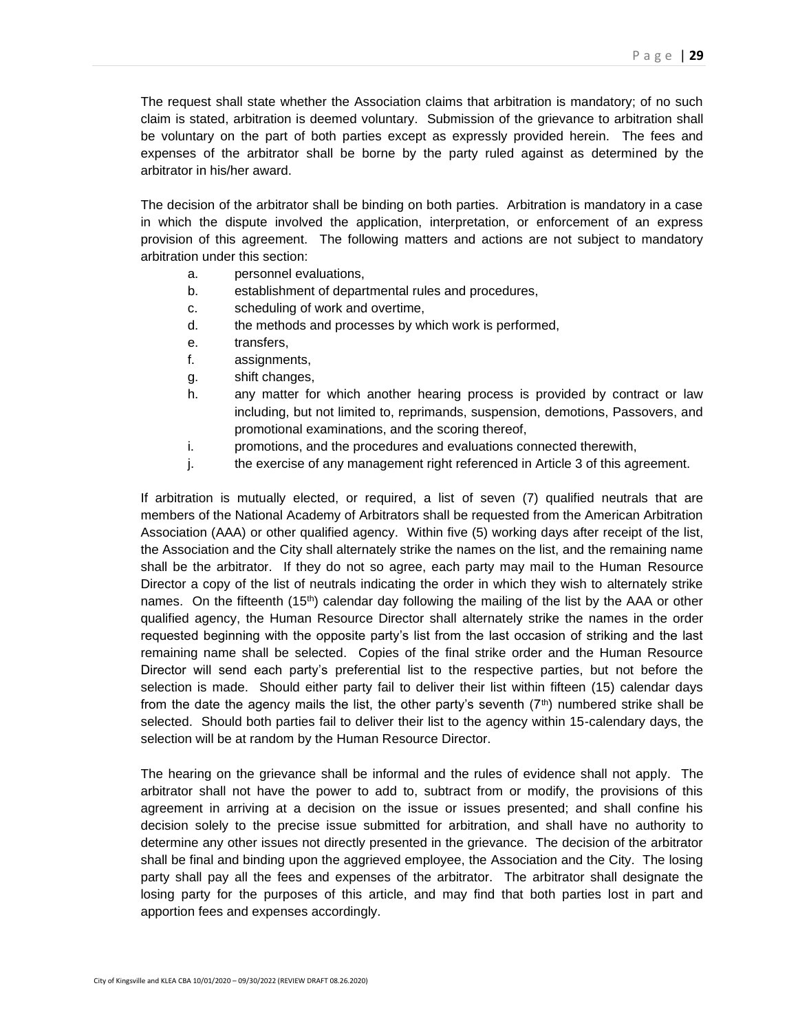The request shall state whether the Association claims that arbitration is mandatory; of no such claim is stated, arbitration is deemed voluntary. Submission of the grievance to arbitration shall be voluntary on the part of both parties except as expressly provided herein. The fees and expenses of the arbitrator shall be borne by the party ruled against as determined by the arbitrator in his/her award.

The decision of the arbitrator shall be binding on both parties. Arbitration is mandatory in a case in which the dispute involved the application, interpretation, or enforcement of an express provision of this agreement. The following matters and actions are not subject to mandatory arbitration under this section:

a. personnel evaluations,
b. establishment of departmental rules and procedures,
c. scheduling of work and overtime,
d. the methods and processes by which work is performed,
e. transfers,
f. assignments,
g. shift changes,
h. any matter for which another hearing process is provided by contract or law including, but not limited to, reprimands, suspension, demotions, Passovers, and promotional examinations, and the scoring thereof,
i. promotions, and the procedures and evaluations connected therewith,
j. the exercise of any management right referenced in Article 3 of this agreement.

If arbitration is mutually elected, or required, a list of seven (7) qualified neutrals that are members of the National Academy of Arbitrators shall be requested from the American Arbitration Association (AAA) or other qualified agency. Within five (5) working days after receipt of the list, the Association and the City shall alternately strike the names on the list, and the remaining name shall be the arbitrator. If they do not so agree, each party may mail to the Human Resource Director a copy of the list of neutrals indicating the order in which they wish to alternately strike names. On the fifteenth (15th) calendar day following the mailing of the list by the AAA or other qualified agency, the Human Resource Director shall alternately strike the names in the order requested beginning with the opposite party's list from the last occasion of striking and the last remaining name shall be selected. Copies of the final strike order and the Human Resource Director will send each party's preferential list to the respective parties, but not before the selection is made. Should either party fail to deliver their list within fifteen (15) calendar days from the date the agency mails the list, the other party's seventh (7th) numbered strike shall be selected. Should both parties fail to deliver their list to the agency within 15-calendary days, the selection will be at random by the Human Resource Director.

The hearing on the grievance shall be informal and the rules of evidence shall not apply. The arbitrator shall not have the power to add to, subtract from or modify, the provisions of this agreement in arriving at a decision on the issue or issues presented; and shall confine his decision solely to the precise issue submitted for arbitration, and shall have no authority to determine any other issues not directly presented in the grievance. The decision of the arbitrator shall be final and binding upon the aggrieved employee, the Association and the City. The losing party shall pay all the fees and expenses of the arbitrator. The arbitrator shall designate the losing party for the purposes of this article, and may find that both parties lost in part and apportion fees and expenses accordingly.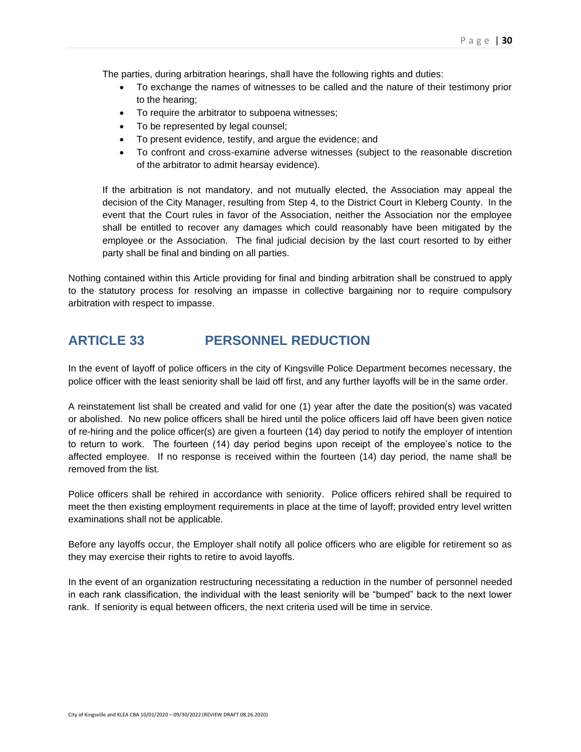The parties, during arbitration hearings, shall have the following rights and duties:

- To exchange the names of witnesses to be called and the nature of their testimony prior to the hearing;
- To require the arbitrator to subpoena witnesses;
- To be represented by legal counsel;
- To present evidence, testify, and argue the evidence; and
- To confront and cross-examine adverse witnesses (subject to the reasonable discretion of the arbitrator to admit hearsay evidence).

If the arbitration is not mandatory, and not mutually elected, the Association may appeal the decision of the City Manager, resulting from Step 4, to the District Court in Kleberg County. In the event that the Court rules in favor of the Association, neither the Association nor the employee shall be entitled to recover any damages which could reasonably have been mitigated by the employee or the Association. The final judicial decision by the last court resorted to by either party shall be final and binding on all parties.

Nothing contained within this Article providing for final and binding arbitration shall be construed to apply to the statutory process for resolving an impasse in collective bargaining nor to require compulsory arbitration with respect to impasse.

## ARTICLE 33 PERSONNEL REDUCTION

In the event of layoff of police officers in the city of Kingsville Police Department becomes necessary, the police officer with the least seniority shall be laid off first, and any further layoffs will be in the same order.

A reinstatement list shall be created and valid for one (1) year after the date the position(s) was vacated or abolished. No new police officers shall be hired until the police officers laid off have been given notice of re-hiring and the police officer(s) are given a fourteen (14) day period to notify the employer of intention to return to work. The fourteen (14) day period begins upon receipt of the employee's notice to the affected employee. If no response is received within the fourteen (14) day period, the name shall be removed from the list.

Police officers shall be rehired in accordance with seniority. Police officers rehired shall be required to meet the then existing employment requirements in place at the time of layoff; provided entry level written examinations shall not be applicable.

Before any layoffs occur, the Employer shall notify all police officers who are eligible for retirement so as they may exercise their rights to retire to avoid layoffs.

In the event of an organization restructuring necessitating a reduction in the number of personnel needed in each rank classification, the individual with the least seniority will be "bumped" back to the next lower rank. If seniority is equal between officers, the next criteria used will be time in service.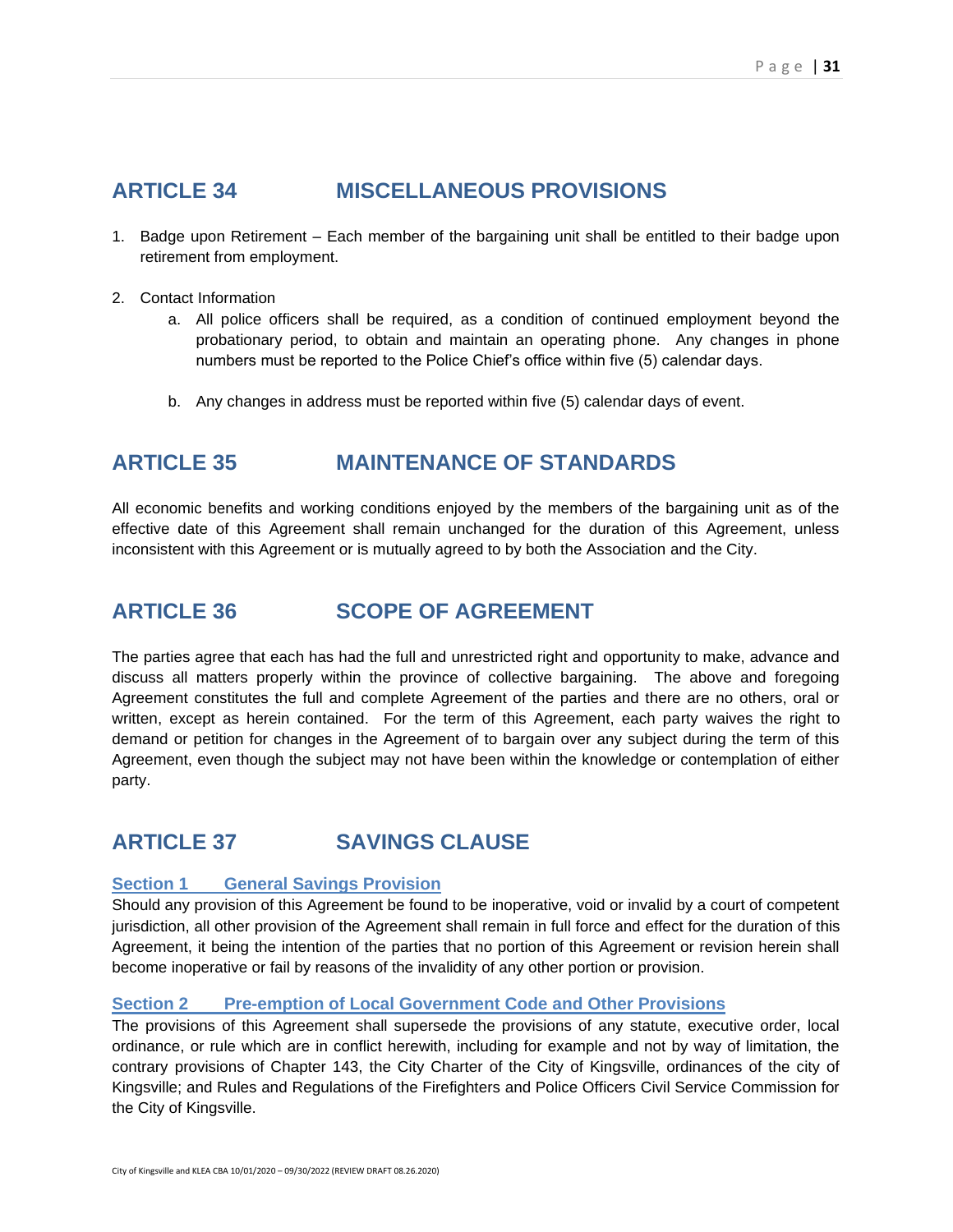## ARTICLE 34 MISCELLANEOUS PROVISIONS

1. Badge upon Retirement – Each member of the bargaining unit shall be entitled to their badge upon retirement from employment.

2. Contact Information
   a. All police officers shall be required, as a condition of continued employment beyond the probationary period, to obtain and maintain an operating phone. Any changes in phone numbers must be reported to the Police Chief's office within five (5) calendar days.

   b. Any changes in address must be reported within five (5) calendar days of event.

## ARTICLE 35 MAINTENANCE OF STANDARDS

All economic benefits and working conditions enjoyed by the members of the bargaining unit as of the effective date of this Agreement shall remain unchanged for the duration of this Agreement, unless inconsistent with this Agreement or is mutually agreed to by both the Association and the City.

## ARTICLE 36 SCOPE OF AGREEMENT

The parties agree that each has had the full and unrestricted right and opportunity to make, advance and discuss all matters properly within the province of collective bargaining. The above and foregoing Agreement constitutes the full and complete Agreement of the parties and there are no others, oral or written, except as herein contained. For the term of this Agreement, each party waives the right to demand or petition for changes in the Agreement of to bargain over any subject during the term of this Agreement, even though the subject may not have been within the knowledge or contemplation of either party.

## ARTICLE 37 SAVINGS CLAUSE

### Section 1 General Savings Provision

Should any provision of this Agreement be found to be inoperative, void or invalid by a court of competent jurisdiction, all other provision of the Agreement shall remain in full force and effect for the duration of this Agreement, it being the intention of the parties that no portion of this Agreement or revision herein shall become inoperative or fail by reasons of the invalidity of any other portion or provision.

### Section 2 Pre-emption of Local Government Code and Other Provisions

The provisions of this Agreement shall supersede the provisions of any statute, executive order, local ordinance, or rule which are in conflict herewith, including for example and not by way of limitation, the contrary provisions of Chapter 143, the City Charter of the City of Kingsville, ordinances of the city of Kingsville; and Rules and Regulations of the Firefighters and Police Officers Civil Service Commission for the City of Kingsville.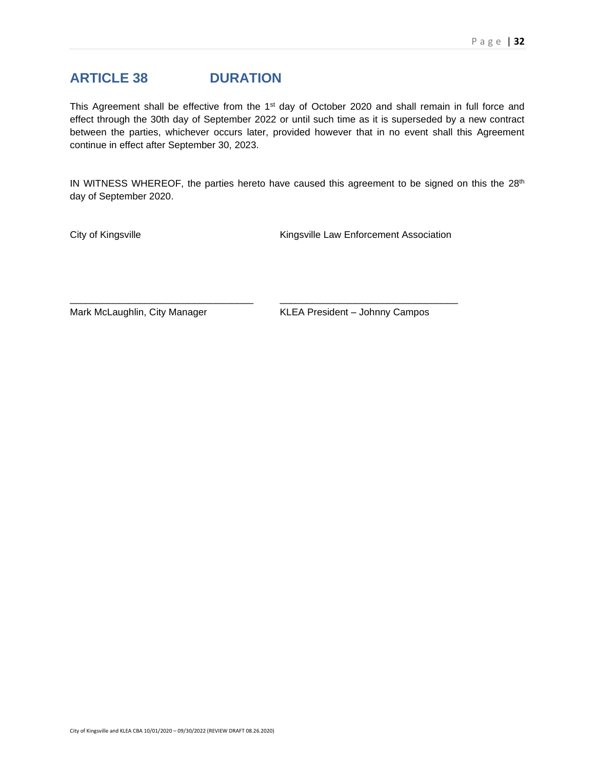## ARTICLE 38 DURATION

This Agreement shall be effective from the 1st day of October 2020 and shall remain in full force and effect through the 30th day of September 2022 or until such time as it is superseded by a new contract between the parties, whichever occurs later, provided however that in no event shall this Agreement continue in effect after September 30, 2023.

IN WITNESS WHEREOF, the parties hereto have caused this agreement to be signed on this the 28th day of September 2020.

City of Kingsville

\_\_\_\_\_\_\_\_\_\_\_\_\_\_\_\_\_\_\_\_\_\_\_\_\_\_\_\_\_\_\_\_\_\_

Mark McLaughlin, City Manager

Kingsville Law Enforcement Association

\_\_\_\_\_\_\_\_\_\_\_\_\_\_\_\_\_\_\_\_\_\_\_\_\_\_\_\_\_\_\_\_\_\_

KLEA President – Johnny Campos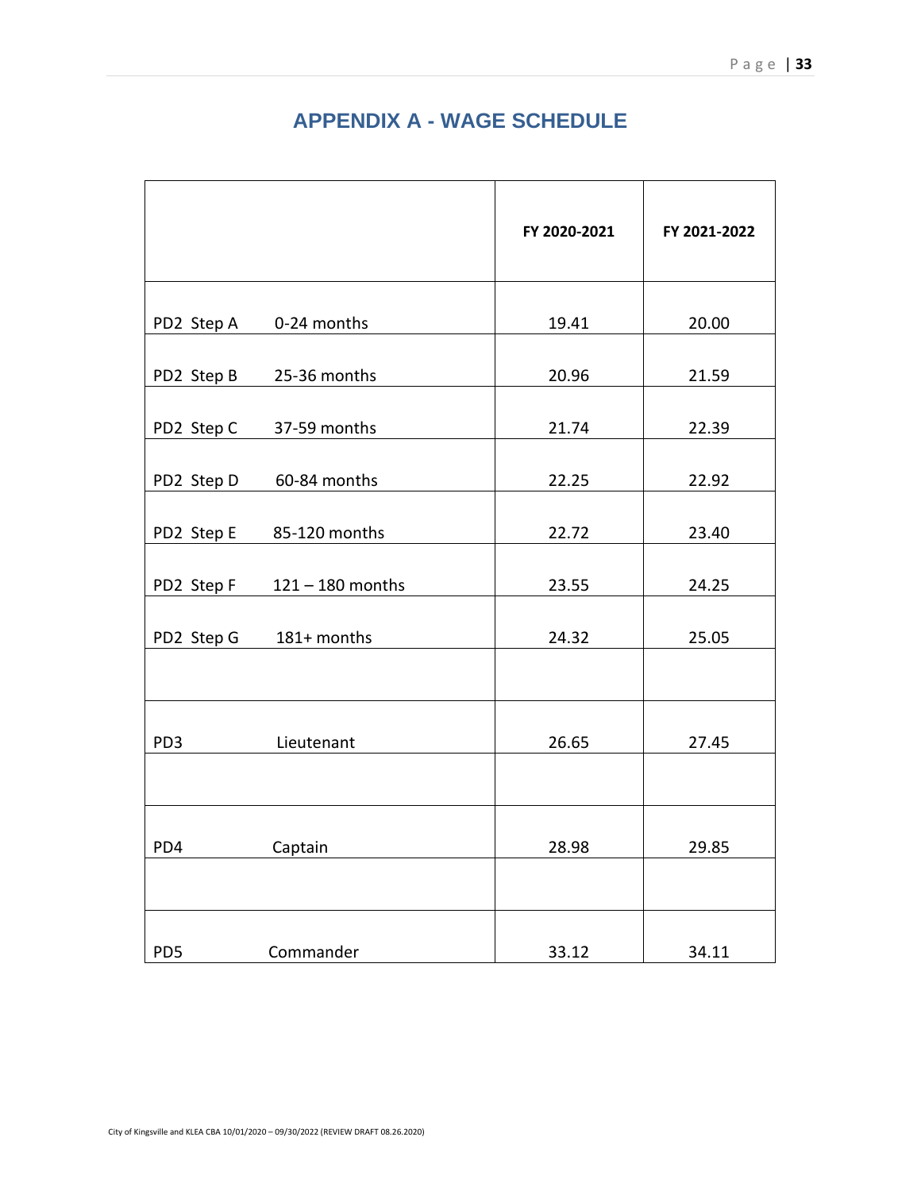# APPENDIX A - WAGE SCHEDULE

| | FY 2020-2021 | FY 2021-2022 |
|---|---|---|
| PD2 Step A 0-24 months | 19.41 | 20.00 |
| PD2 Step B 25-36 months | 20.96 | 21.59 |
| PD2 Step C 37-59 months | 21.74 | 22.39 |
| PD2 Step D 60-84 months | 22.25 | 22.92 |
| PD2 Step E 85-120 months | 22.72 | 23.40 |
| PD2 Step F 121 – 180 months | 23.55 | 24.25 |
| PD2 Step G 181+ months | 24.32 | 25.05 |
| | | |
| PD3 Lieutenant | 26.65 | 27.45 |
| | | |
| PD4 Captain | 28.98 | 29.85 |
| | | |
| PD5 Commander | 33.12 | 34.11 |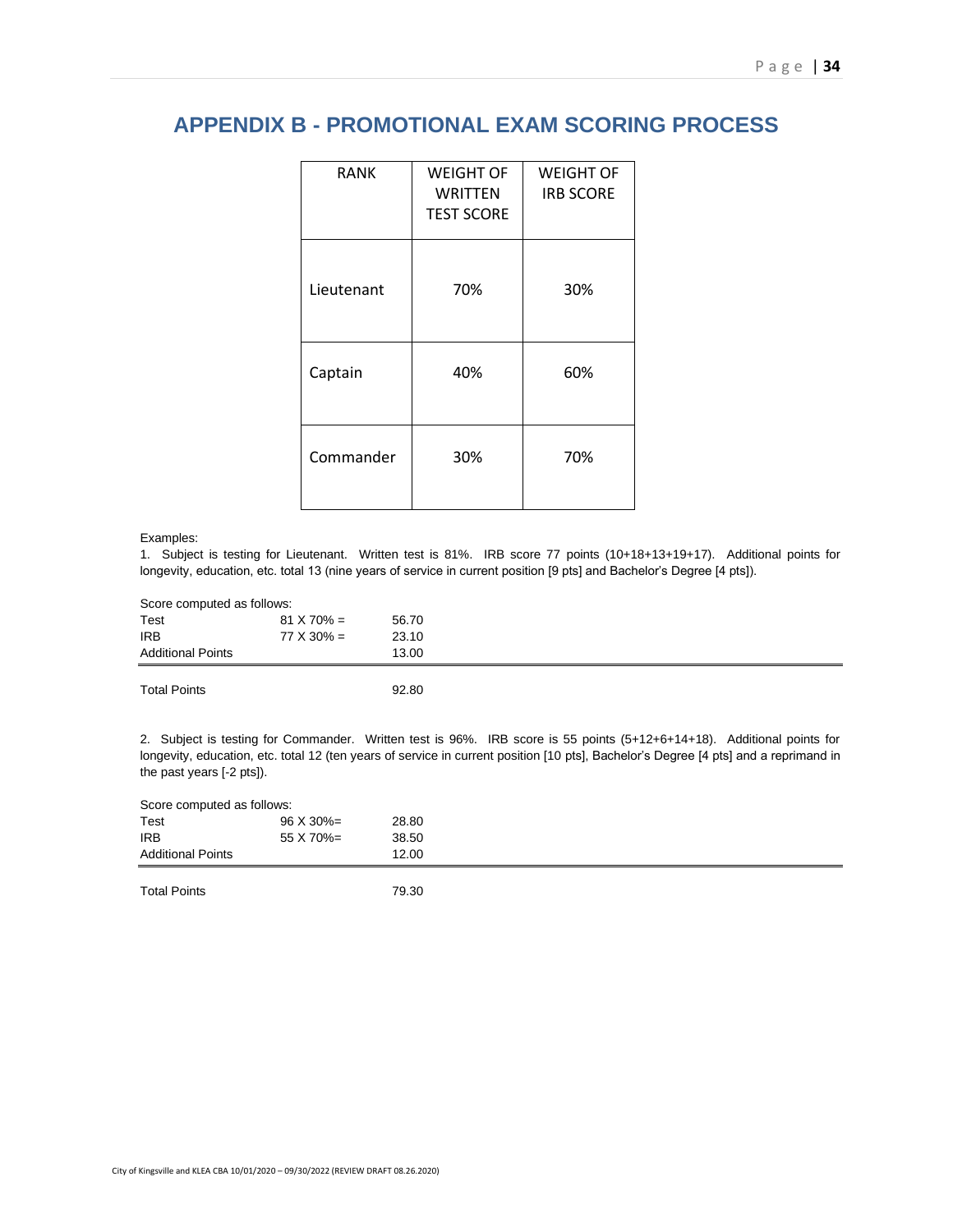## APPENDIX B - PROMOTIONAL EXAM SCORING PROCESS

| RANK | WEIGHT OF WRITTEN TEST SCORE | WEIGHT OF IRB SCORE |
|---|---|---|
| Lieutenant | 70% | 30% |
| Captain | 40% | 60% |
| Commander | 30% | 70% |

Examples:

1. Subject is testing for Lieutenant. Written test is 81%. IRB score 77 points (10+18+13+19+17). Additional points for longevity, education, etc. total 13 (nine years of service in current position [9 pts] and Bachelor's Degree [4 pts]).

Score computed as follows:

| | | |
|---|---|---|
| Test | 81 X 70% = | 56.70 |
| IRB | 77 X 30% = | 23.10 |
| Additional Points | | 13.00 |
| Total Points | | 92.80 |

2. Subject is testing for Commander. Written test is 96%. IRB score is 55 points (5+12+6+14+18). Additional points for longevity, education, etc. total 12 (ten years of service in current position [10 pts], Bachelor's Degree [4 pts] and a reprimand in the past years [-2 pts]).

Score computed as follows:

| | | |
|---|---|---|
| Test | 96 X 30%= | 28.80 |
| IRB | 55 X 70%= | 38.50 |
| Additional Points | | 12.00 |
| Total Points | | 79.30 |